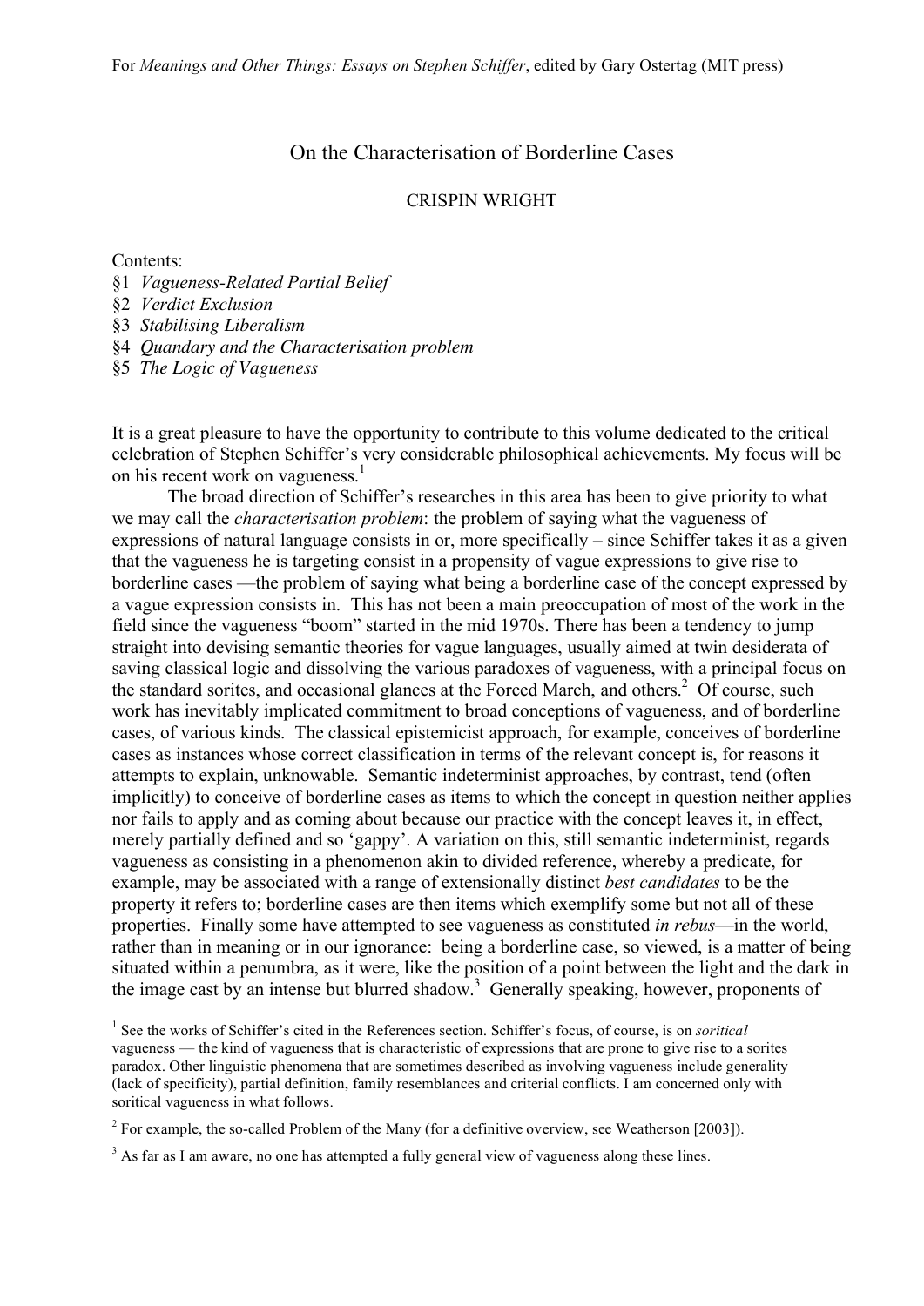For *Meanings and Other Things: Essays on Stephen Schiffer*, edited by Gary Ostertag (MIT press)

# On the Characterisation of Borderline Cases

CRISPIN WRIGHT

Contents:
§1 *Vagueness-Related Partial Belief*
§2 *Verdict Exclusion*
§3 *Stabilising Liberalism*
§4 *Quandary and the Characterisation problem*
§5 *The Logic of Vagueness*

It is a great pleasure to have the opportunity to contribute to this volume dedicated to the critical celebration of Stephen Schiffer's very considerable philosophical achievements. My focus will be on his recent work on vagueness.[1]

The broad direction of Schiffer's researches in this area has been to give priority to what we may call the *characterisation problem*: the problem of saying what the vagueness of expressions of natural language consists in or, more specifically – since Schiffer takes it as a given that the vagueness he is targeting consist in a propensity of vague expressions to give rise to borderline cases —the problem of saying what being a borderline case of the concept expressed by a vague expression consists in. This has not been a main preoccupation of most of the work in the field since the vagueness "boom" started in the mid 1970s. There has been a tendency to jump straight into devising semantic theories for vague languages, usually aimed at twin desiderata of saving classical logic and dissolving the various paradoxes of vagueness, with a principal focus on the standard sorites, and occasional glances at the Forced March, and others.[2] Of course, such work has inevitably implicated commitment to broad conceptions of vagueness, and of borderline cases, of various kinds. The classical epistemicist approach, for example, conceives of borderline cases as instances whose correct classification in terms of the relevant concept is, for reasons it attempts to explain, unknowable. Semantic indeterminist approaches, by contrast, tend (often implicitly) to conceive of borderline cases as items to which the concept in question neither applies nor fails to apply and as coming about because our practice with the concept leaves it, in effect, merely partially defined and so 'gappy'. A variation on this, still semantic indeterminist, regards vagueness as consisting in a phenomenon akin to divided reference, whereby a predicate, for example, may be associated with a range of extensionally distinct *best candidates* to be the property it refers to; borderline cases are then items which exemplify some but not all of these properties. Finally some have attempted to see vagueness as constituted *in rebus*—in the world, rather than in meaning or in our ignorance: being a borderline case, so viewed, is a matter of being situated within a penumbra, as it were, like the position of a point between the light and the dark in the image cast by an intense but blurred shadow.[3] Generally speaking, however, proponents of

---

[1] See the works of Schiffer's cited in the References section. Schiffer's focus, of course, is on *soritical* vagueness — the kind of vagueness that is characteristic of expressions that are prone to give rise to a sorites paradox. Other linguistic phenomena that are sometimes described as involving vagueness include generality (lack of specificity), partial definition, family resemblances and criterial conflicts. I am concerned only with soritical vagueness in what follows.

[2] For example, the so-called Problem of the Many (for a definitive overview, see Weatherson [2003]).

[3] As far as I am aware, no one has attempted a fully general view of vagueness along these lines.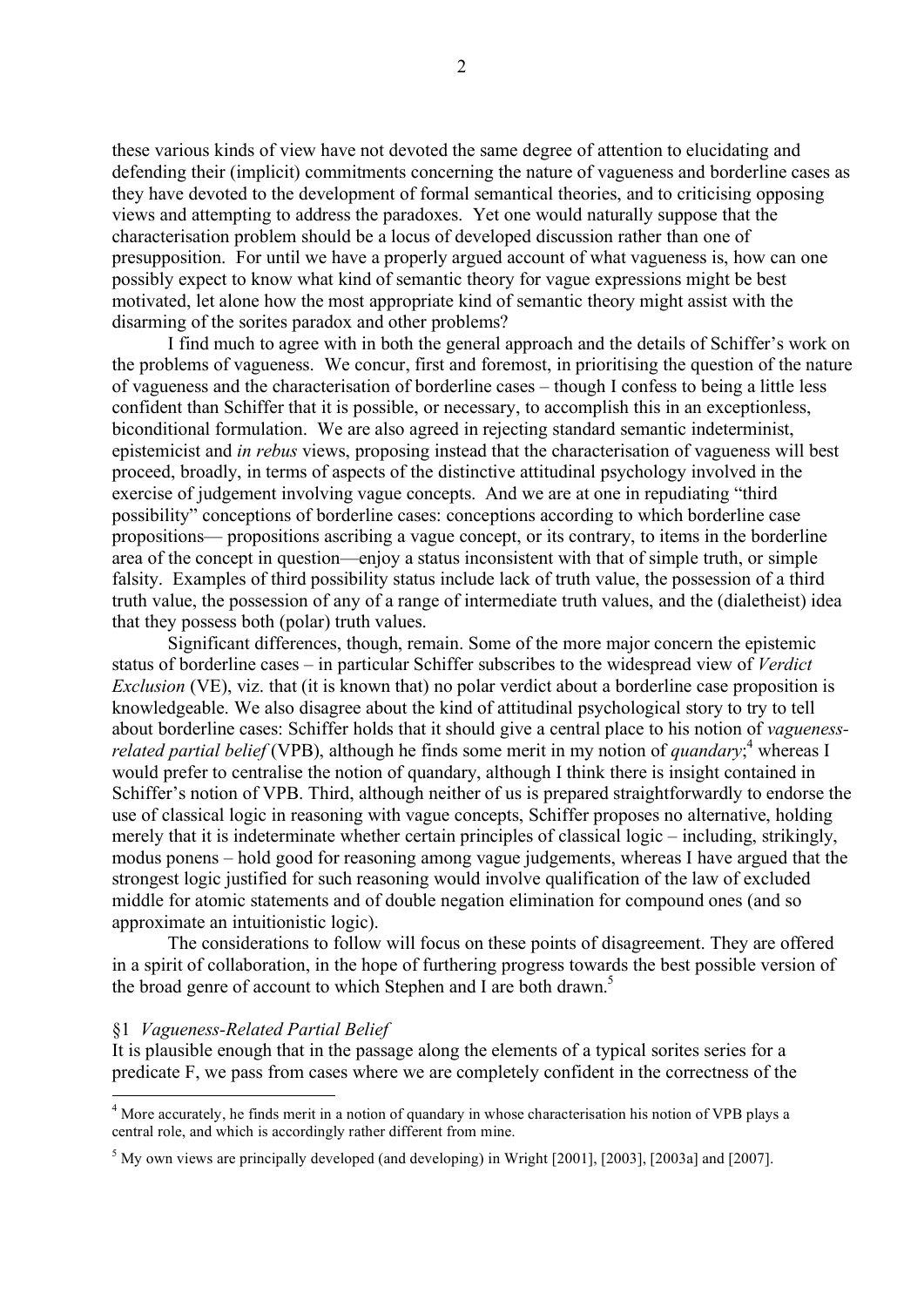these various kinds of view have not devoted the same degree of attention to elucidating and defending their (implicit) commitments concerning the nature of vagueness and borderline cases as they have devoted to the development of formal semantical theories, and to criticising opposing views and attempting to address the paradoxes. Yet one would naturally suppose that the characterisation problem should be a locus of developed discussion rather than one of presupposition. For until we have a properly argued account of what vagueness is, how can one possibly expect to know what kind of semantic theory for vague expressions might be best motivated, let alone how the most appropriate kind of semantic theory might assist with the disarming of the sorites paradox and other problems?

I find much to agree with in both the general approach and the details of Schiffer's work on the problems of vagueness. We concur, first and foremost, in prioritising the question of the nature of vagueness and the characterisation of borderline cases – though I confess to being a little less confident than Schiffer that it is possible, or necessary, to accomplish this in an exceptionless, biconditional formulation. We are also agreed in rejecting standard semantic indeterminist, epistemicist and *in rebus* views, proposing instead that the characterisation of vagueness will best proceed, broadly, in terms of aspects of the distinctive attitudinal psychology involved in the exercise of judgement involving vague concepts. And we are at one in repudiating "third possibility" conceptions of borderline cases: conceptions according to which borderline case propositions— propositions ascribing a vague concept, or its contrary, to items in the borderline area of the concept in question—enjoy a status inconsistent with that of simple truth, or simple falsity. Examples of third possibility status include lack of truth value, the possession of a third truth value, the possession of any of a range of intermediate truth values, and the (dialetheist) idea that they possess both (polar) truth values.

Significant differences, though, remain. Some of the more major concern the epistemic status of borderline cases – in particular Schiffer subscribes to the widespread view of *Verdict Exclusion* (VE), viz. that (it is known that) no polar verdict about a borderline case proposition is knowledgeable. We also disagree about the kind of attitudinal psychological story to try to tell about borderline cases: Schiffer holds that it should give a central place to his notion of *vagueness-related partial belief* (VPB), although he finds some merit in my notion of *quandary*;[4] whereas I would prefer to centralise the notion of quandary, although I think there is insight contained in Schiffer's notion of VPB. Third, although neither of us is prepared straightforwardly to endorse the use of classical logic in reasoning with vague concepts, Schiffer proposes no alternative, holding merely that it is indeterminate whether certain principles of classical logic – including, strikingly, modus ponens – hold good for reasoning among vague judgements, whereas I have argued that the strongest logic justified for such reasoning would involve qualification of the law of excluded middle for atomic statements and of double negation elimination for compound ones (and so approximate an intuitionistic logic).

The considerations to follow will focus on these points of disagreement. They are offered in a spirit of collaboration, in the hope of furthering progress towards the best possible version of the broad genre of account to which Stephen and I are both drawn.[5]

## §1 *Vagueness-Related Partial Belief*

It is plausible enough that in the passage along the elements of a typical sorites series for a predicate F, we pass from cases where we are completely confident in the correctness of the

---

[4] More accurately, he finds merit in a notion of quandary in whose characterisation his notion of VPB plays a central role, and which is accordingly rather different from mine.

[5] My own views are principally developed (and developing) in Wright [2001], [2003], [2003a] and [2007].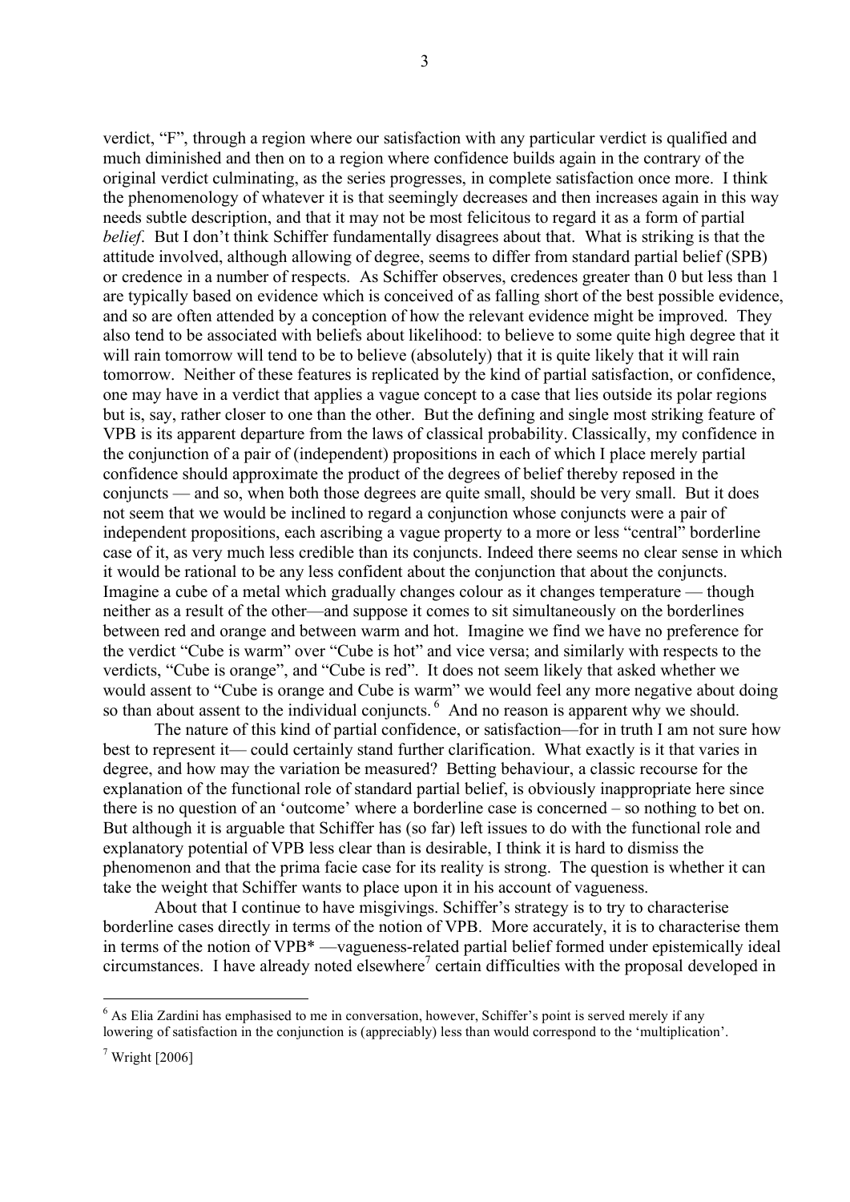verdict, "F", through a region where our satisfaction with any particular verdict is qualified and much diminished and then on to a region where confidence builds again in the contrary of the original verdict culminating, as the series progresses, in complete satisfaction once more. I think the phenomenology of whatever it is that seemingly decreases and then increases again in this way needs subtle description, and that it may not be most felicitous to regard it as a form of partial *belief*. But I don't think Schiffer fundamentally disagrees about that. What is striking is that the attitude involved, although allowing of degree, seems to differ from standard partial belief (SPB) or credence in a number of respects. As Schiffer observes, credences greater than 0 but less than 1 are typically based on evidence which is conceived of as falling short of the best possible evidence, and so are often attended by a conception of how the relevant evidence might be improved. They also tend to be associated with beliefs about likelihood: to believe to some quite high degree that it will rain tomorrow will tend to be to believe (absolutely) that it is quite likely that it will rain tomorrow. Neither of these features is replicated by the kind of partial satisfaction, or confidence, one may have in a verdict that applies a vague concept to a case that lies outside its polar regions but is, say, rather closer to one than the other. But the defining and single most striking feature of VPB is its apparent departure from the laws of classical probability. Classically, my confidence in the conjunction of a pair of (independent) propositions in each of which I place merely partial confidence should approximate the product of the degrees of belief thereby reposed in the conjuncts — and so, when both those degrees are quite small, should be very small. But it does not seem that we would be inclined to regard a conjunction whose conjuncts were a pair of independent propositions, each ascribing a vague property to a more or less "central" borderline case of it, as very much less credible than its conjuncts. Indeed there seems no clear sense in which it would be rational to be any less confident about the conjunction that about the conjuncts. Imagine a cube of a metal which gradually changes colour as it changes temperature — though neither as a result of the other—and suppose it comes to sit simultaneously on the borderlines between red and orange and between warm and hot. Imagine we find we have no preference for the verdict "Cube is warm" over "Cube is hot" and vice versa; and similarly with respects to the verdicts, "Cube is orange", and "Cube is red". It does not seem likely that asked whether we would assent to "Cube is orange and Cube is warm" we would feel any more negative about doing so than about assent to the individual conjuncts. [6] And no reason is apparent why we should.

The nature of this kind of partial confidence, or satisfaction—for in truth I am not sure how best to represent it— could certainly stand further clarification. What exactly is it that varies in degree, and how may the variation be measured? Betting behaviour, a classic recourse for the explanation of the functional role of standard partial belief, is obviously inappropriate here since there is no question of an 'outcome' where a borderline case is concerned – so nothing to bet on. But although it is arguable that Schiffer has (so far) left issues to do with the functional role and explanatory potential of VPB less clear than is desirable, I think it is hard to dismiss the phenomenon and that the prima facie case for its reality is strong. The question is whether it can take the weight that Schiffer wants to place upon it in his account of vagueness.

About that I continue to have misgivings. Schiffer's strategy is to try to characterise borderline cases directly in terms of the notion of VPB. More accurately, it is to characterise them in terms of the notion of VPB* —vagueness-related partial belief formed under epistemically ideal circumstances. I have already noted elsewhere[7] certain difficulties with the proposal developed in

[6] As Elia Zardini has emphasised to me in conversation, however, Schiffer's point is served merely if any lowering of satisfaction in the conjunction is (appreciably) less than would correspond to the 'multiplication'.

[7] Wright [2006]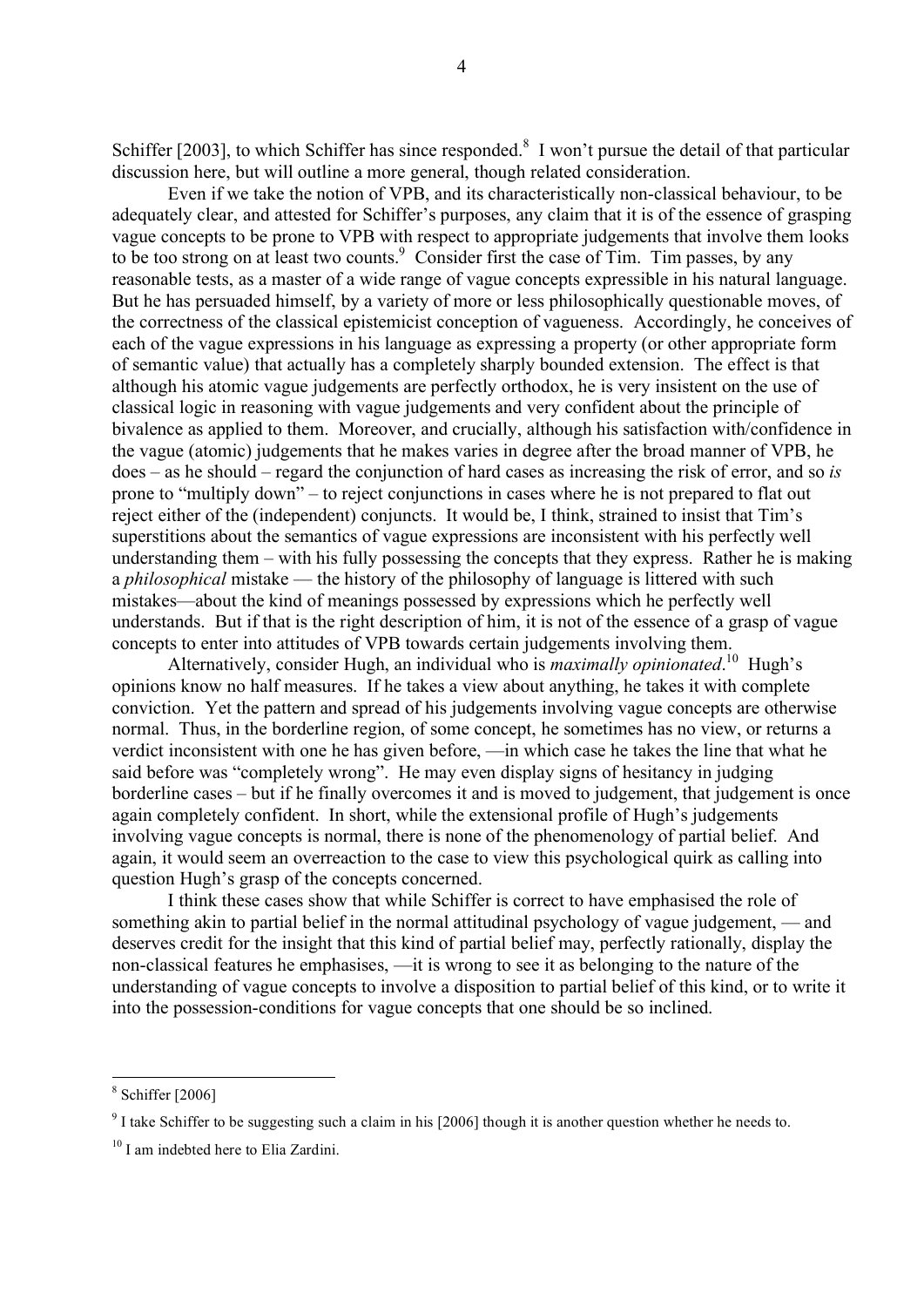Schiffer [2003], to which Schiffer has since responded.[8] I won't pursue the detail of that particular discussion here, but will outline a more general, though related consideration.

Even if we take the notion of VPB, and its characteristically non-classical behaviour, to be adequately clear, and attested for Schiffer's purposes, any claim that it is of the essence of grasping vague concepts to be prone to VPB with respect to appropriate judgements that involve them looks to be too strong on at least two counts.[9] Consider first the case of Tim. Tim passes, by any reasonable tests, as a master of a wide range of vague concepts expressible in his natural language. But he has persuaded himself, by a variety of more or less philosophically questionable moves, of the correctness of the classical epistemicist conception of vagueness. Accordingly, he conceives of each of the vague expressions in his language as expressing a property (or other appropriate form of semantic value) that actually has a completely sharply bounded extension. The effect is that although his atomic vague judgements are perfectly orthodox, he is very insistent on the use of classical logic in reasoning with vague judgements and very confident about the principle of bivalence as applied to them. Moreover, and crucially, although his satisfaction with/confidence in the vague (atomic) judgements that he makes varies in degree after the broad manner of VPB, he does – as he should – regard the conjunction of hard cases as increasing the risk of error, and so *is* prone to "multiply down" – to reject conjunctions in cases where he is not prepared to flat out reject either of the (independent) conjuncts. It would be, I think, strained to insist that Tim's superstitions about the semantics of vague expressions are inconsistent with his perfectly well understanding them – with his fully possessing the concepts that they express. Rather he is making a *philosophical* mistake — the history of the philosophy of language is littered with such mistakes—about the kind of meanings possessed by expressions which he perfectly well understands. But if that is the right description of him, it is not of the essence of a grasp of vague concepts to enter into attitudes of VPB towards certain judgements involving them.

Alternatively, consider Hugh, an individual who is *maximally opinionated*.[10] Hugh's opinions know no half measures. If he takes a view about anything, he takes it with complete conviction. Yet the pattern and spread of his judgements involving vague concepts are otherwise normal. Thus, in the borderline region, of some concept, he sometimes has no view, or returns a verdict inconsistent with one he has given before, —in which case he takes the line that what he said before was "completely wrong". He may even display signs of hesitancy in judging borderline cases – but if he finally overcomes it and is moved to judgement, that judgement is once again completely confident. In short, while the extensional profile of Hugh's judgements involving vague concepts is normal, there is none of the phenomenology of partial belief. And again, it would seem an overreaction to the case to view this psychological quirk as calling into question Hugh's grasp of the concepts concerned.

I think these cases show that while Schiffer is correct to have emphasised the role of something akin to partial belief in the normal attitudinal psychology of vague judgement, — and deserves credit for the insight that this kind of partial belief may, perfectly rationally, display the non-classical features he emphasises, —it is wrong to see it as belonging to the nature of the understanding of vague concepts to involve a disposition to partial belief of this kind, or to write it into the possession-conditions for vague concepts that one should be so inclined.

---

[8] Schiffer [2006]

[9] I take Schiffer to be suggesting such a claim in his [2006] though it is another question whether he needs to.

[10] I am indebted here to Elia Zardini.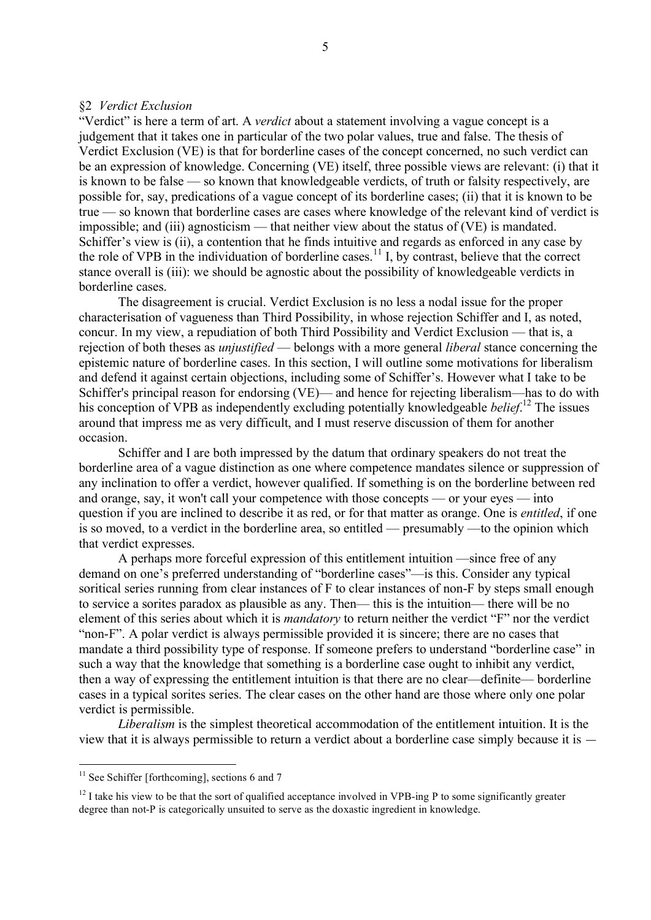## §2 *Verdict Exclusion*

"Verdict" is here a term of art. A *verdict* about a statement involving a vague concept is a judgement that it takes one in particular of the two polar values, true and false. The thesis of Verdict Exclusion (VE) is that for borderline cases of the concept concerned, no such verdict can be an expression of knowledge. Concerning (VE) itself, three possible views are relevant: (i) that it is known to be false — so known that knowledgeable verdicts, of truth or falsity respectively, are possible for, say, predications of a vague concept of its borderline cases; (ii) that it is known to be true — so known that borderline cases are cases where knowledge of the relevant kind of verdict is impossible; and (iii) agnosticism — that neither view about the status of (VE) is mandated. Schiffer's view is (ii), a contention that he finds intuitive and regards as enforced in any case by the role of VPB in the individuation of borderline cases.[11] I, by contrast, believe that the correct stance overall is (iii): we should be agnostic about the possibility of knowledgeable verdicts in borderline cases.

The disagreement is crucial. Verdict Exclusion is no less a nodal issue for the proper characterisation of vagueness than Third Possibility, in whose rejection Schiffer and I, as noted, concur. In my view, a repudiation of both Third Possibility and Verdict Exclusion — that is, a rejection of both theses as *unjustified* — belongs with a more general *liberal* stance concerning the epistemic nature of borderline cases. In this section, I will outline some motivations for liberalism and defend it against certain objections, including some of Schiffer's. However what I take to be Schiffer's principal reason for endorsing (VE)— and hence for rejecting liberalism—has to do with his conception of VPB as independently excluding potentially knowledgeable *belief*.[12] The issues around that impress me as very difficult, and I must reserve discussion of them for another occasion.

Schiffer and I are both impressed by the datum that ordinary speakers do not treat the borderline area of a vague distinction as one where competence mandates silence or suppression of any inclination to offer a verdict, however qualified. If something is on the borderline between red and orange, say, it won't call your competence with those concepts — or your eyes — into question if you are inclined to describe it as red, or for that matter as orange. One is *entitled*, if one is so moved, to a verdict in the borderline area, so entitled — presumably —to the opinion which that verdict expresses.

A perhaps more forceful expression of this entitlement intuition —since free of any demand on one's preferred understanding of "borderline cases"—is this. Consider any typical soritical series running from clear instances of F to clear instances of non-F by steps small enough to service a sorites paradox as plausible as any. Then— this is the intuition— there will be no element of this series about which it is *mandatory* to return neither the verdict "F" nor the verdict "non-F". A polar verdict is always permissible provided it is sincere; there are no cases that mandate a third possibility type of response. If someone prefers to understand "borderline case" in such a way that the knowledge that something is a borderline case ought to inhibit any verdict, then a way of expressing the entitlement intuition is that there are no clear—definite— borderline cases in a typical sorites series. The clear cases on the other hand are those where only one polar verdict is permissible.

*Liberalism* is the simplest theoretical accommodation of the entitlement intuition. It is the view that it is always permissible to return a verdict about a borderline case simply because it is —

---

[11] See Schiffer [forthcoming], sections 6 and 7

[12] I take his view to be that the sort of qualified acceptance involved in VPB-ing P to some significantly greater degree than not-P is categorically unsuited to serve as the doxastic ingredient in knowledge.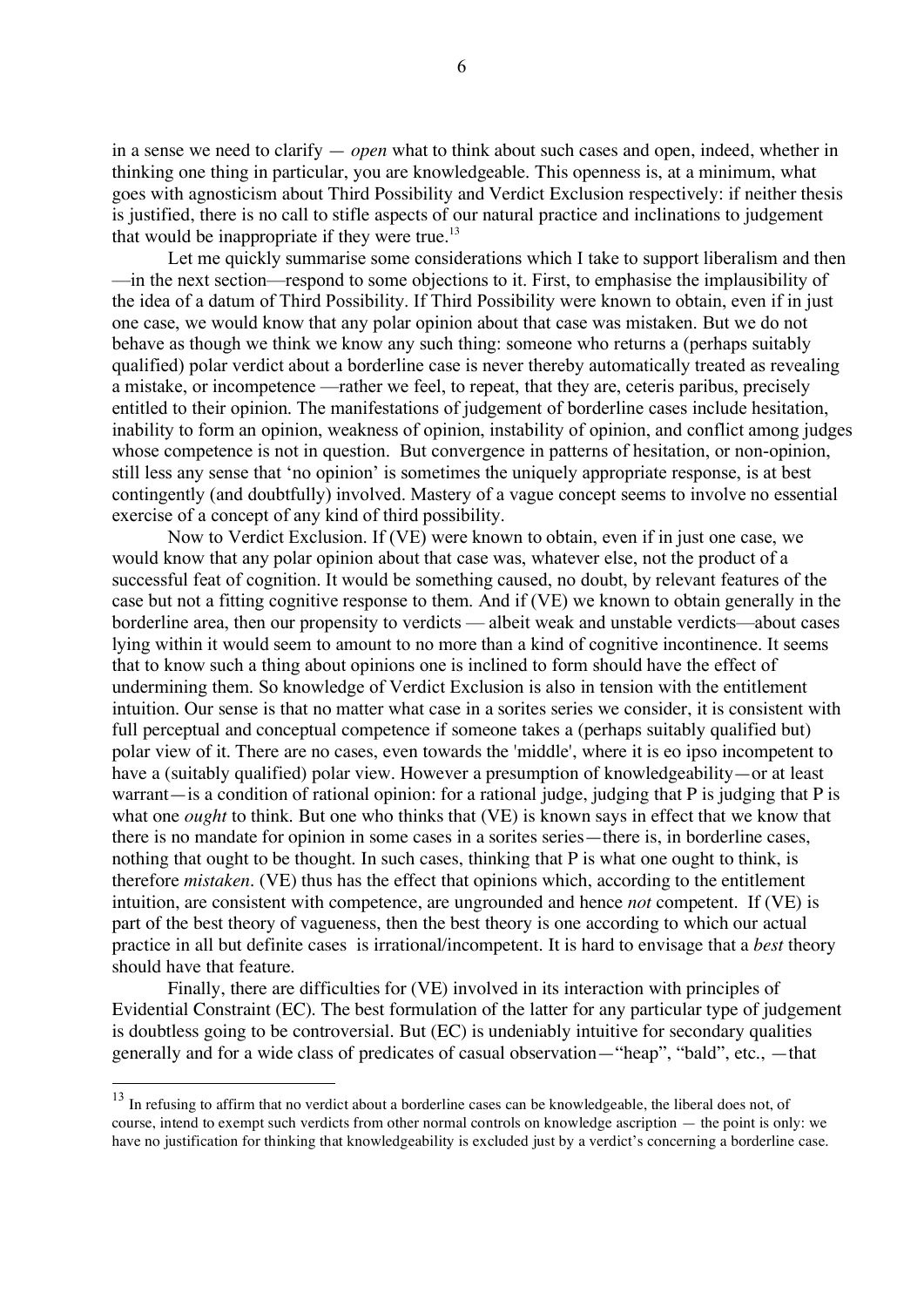in a sense we need to clarify — *open* what to think about such cases and open, indeed, whether in thinking one thing in particular, you are knowledgeable. This openness is, at a minimum, what goes with agnosticism about Third Possibility and Verdict Exclusion respectively: if neither thesis is justified, there is no call to stifle aspects of our natural practice and inclinations to judgement that would be inappropriate if they were true.[13]

Let me quickly summarise some considerations which I take to support liberalism and then —in the next section—respond to some objections to it. First, to emphasise the implausibility of the idea of a datum of Third Possibility. If Third Possibility were known to obtain, even if in just one case, we would know that any polar opinion about that case was mistaken. But we do not behave as though we think we know any such thing: someone who returns a (perhaps suitably qualified) polar verdict about a borderline case is never thereby automatically treated as revealing a mistake, or incompetence —rather we feel, to repeat, that they are, ceteris paribus, precisely entitled to their opinion. The manifestations of judgement of borderline cases include hesitation, inability to form an opinion, weakness of opinion, instability of opinion, and conflict among judges whose competence is not in question. But convergence in patterns of hesitation, or non-opinion, still less any sense that 'no opinion' is sometimes the uniquely appropriate response, is at best contingently (and doubtfully) involved. Mastery of a vague concept seems to involve no essential exercise of a concept of any kind of third possibility.

Now to Verdict Exclusion. If (VE) were known to obtain, even if in just one case, we would know that any polar opinion about that case was, whatever else, not the product of a successful feat of cognition. It would be something caused, no doubt, by relevant features of the case but not a fitting cognitive response to them. And if (VE) we known to obtain generally in the borderline area, then our propensity to verdicts — albeit weak and unstable verdicts—about cases lying within it would seem to amount to no more than a kind of cognitive incontinence. It seems that to know such a thing about opinions one is inclined to form should have the effect of undermining them. So knowledge of Verdict Exclusion is also in tension with the entitlement intuition. Our sense is that no matter what case in a sorites series we consider, it is consistent with full perceptual and conceptual competence if someone takes a (perhaps suitably qualified but) polar view of it. There are no cases, even towards the 'middle', where it is eo ipso incompetent to have a (suitably qualified) polar view. However a presumption of knowledgeability—or at least warrant—is a condition of rational opinion: for a rational judge, judging that P is judging that P is what one *ought* to think. But one who thinks that (VE) is known says in effect that we know that there is no mandate for opinion in some cases in a sorites series—there is, in borderline cases, nothing that ought to be thought. In such cases, thinking that P is what one ought to think, is therefore *mistaken*. (VE) thus has the effect that opinions which, according to the entitlement intuition, are consistent with competence, are ungrounded and hence *not* competent. If (VE) is part of the best theory of vagueness, then the best theory is one according to which our actual practice in all but definite cases is irrational/incompetent. It is hard to envisage that a *best* theory should have that feature.

Finally, there are difficulties for (VE) involved in its interaction with principles of Evidential Constraint (EC). The best formulation of the latter for any particular type of judgement is doubtless going to be controversial. But (EC) is undeniably intuitive for secondary qualities generally and for a wide class of predicates of casual observation—"heap", "bald", etc., —that

---

[13] In refusing to affirm that no verdict about a borderline cases can be knowledgeable, the liberal does not, of course, intend to exempt such verdicts from other normal controls on knowledge ascription — the point is only: we have no justification for thinking that knowledgeability is excluded just by a verdict's concerning a borderline case.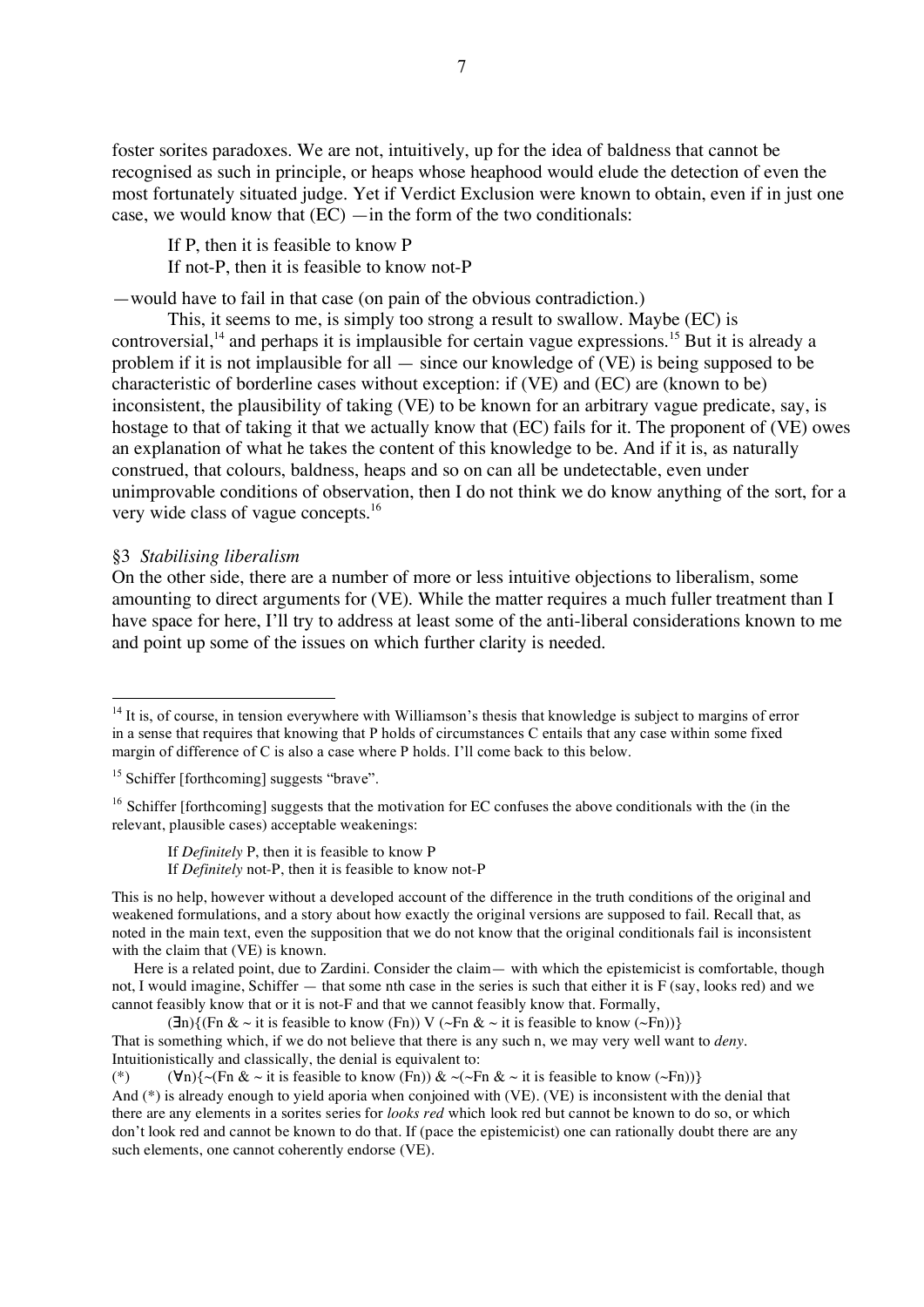foster sorites paradoxes. We are not, intuitively, up for the idea of baldness that cannot be recognised as such in principle, or heaps whose heaphood would elude the detection of even the most fortunately situated judge. Yet if Verdict Exclusion were known to obtain, even if in just one case, we would know that (EC) —in the form of the two conditionals:

> If P, then it is feasible to know P
> If not-P, then it is feasible to know not-P

—would have to fail in that case (on pain of the obvious contradiction.)

This, it seems to me, is simply too strong a result to swallow. Maybe (EC) is controversial,[14] and perhaps it is implausible for certain vague expressions.[15] But it is already a problem if it is not implausible for all — since our knowledge of (VE) is being supposed to be characteristic of borderline cases without exception: if (VE) and (EC) are (known to be) inconsistent, the plausibility of taking (VE) to be known for an arbitrary vague predicate, say, is hostage to that of taking it that we actually know that (EC) fails for it. The proponent of (VE) owes an explanation of what he takes the content of this knowledge to be. And if it is, as naturally construed, that colours, baldness, heaps and so on can all be undetectable, even under unimprovable conditions of observation, then I do not think we do know anything of the sort, for a very wide class of vague concepts.[16]

## §3 *Stabilising liberalism*

On the other side, there are a number of more or less intuitive objections to liberalism, some amounting to direct arguments for (VE). While the matter requires a much fuller treatment than I have space for here, I'll try to address at least some of the anti-liberal considerations known to me and point up some of the issues on which further clarity is needed.

---

[14] It is, of course, in tension everywhere with Williamson's thesis that knowledge is subject to margins of error in a sense that requires that knowing that P holds of circumstances C entails that any case within some fixed margin of difference of C is also a case where P holds. I'll come back to this below.

[15] Schiffer [forthcoming] suggests "brave".

[16] Schiffer [forthcoming] suggests that the motivation for EC confuses the above conditionals with the (in the relevant, plausible cases) acceptable weakenings:

> If *Definitely* P, then it is feasible to know P
> If *Definitely* not-P, then it is feasible to know not-P

This is no help, however without a developed account of the difference in the truth conditions of the original and weakened formulations, and a story about how exactly the original versions are supposed to fail. Recall that, as noted in the main text, even the supposition that we do not know that the original conditionals fail is inconsistent with the claim that (VE) is known.

Here is a related point, due to Zardini. Consider the claim— with which the epistemicist is comfortable, though not, I would imagine, Schiffer — that some nth case in the series is such that either it is F (say, looks red) and we cannot feasibly know that or it is not-F and that we cannot feasibly know that. Formally,

$$(\exists n)\{(Fn \,\&\, \sim \text{it is feasible to know }(Fn)) \vee (\sim Fn \,\&\, \sim \text{it is feasible to know }(\sim Fn))\}$$

That is something which, if we do not believe that there is any such n, we may very well want to *deny*. Intuitionistically and classically, the denial is equivalent to:

$$(*) \qquad (\forall n)\{\sim(Fn \,\&\, \sim \text{it is feasible to know }(Fn)) \,\&\, \sim(\sim Fn \,\&\, \sim \text{it is feasible to know }(\sim Fn))\}$$

And (*) is already enough to yield aporia when conjoined with (VE). (VE) is inconsistent with the denial that there are any elements in a sorites series for *looks red* which look red but cannot be known to do so, or which don't look red and cannot be known to do that. If (pace the epistemicist) one can rationally doubt there are any such elements, one cannot coherently endorse (VE).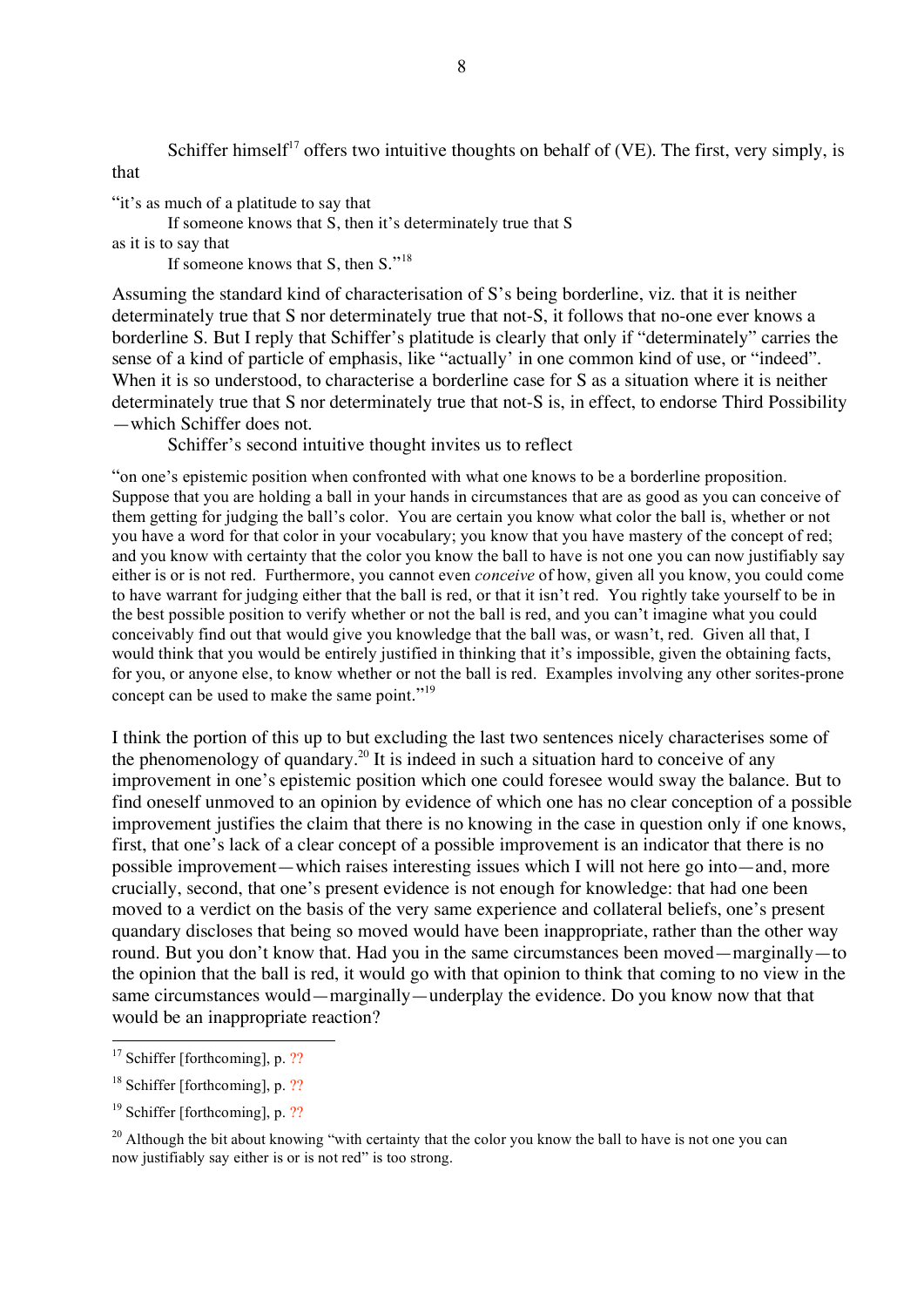Schiffer himself[17] offers two intuitive thoughts on behalf of (VE). The first, very simply, is that

> "it's as much of a platitude to say that
>
> If someone knows that S, then it's determinately true that S
>
> as it is to say that
>
> If someone knows that S, then S."[18]

Assuming the standard kind of characterisation of S's being borderline, viz. that it is neither determinately true that S nor determinately true that not-S, it follows that no-one ever knows a borderline S. But I reply that Schiffer's platitude is clearly that only if "determinately" carries the sense of a kind of particle of emphasis, like "actually' in one common kind of use, or "indeed". When it is so understood, to characterise a borderline case for S as a situation where it is neither determinately true that S nor determinately true that not-S is, in effect, to endorse Third Possibility—which Schiffer does not.

Schiffer's second intuitive thought invites us to reflect

> "on one's epistemic position when confronted with what one knows to be a borderline proposition. Suppose that you are holding a ball in your hands in circumstances that are as good as you can conceive of them getting for judging the ball's color. You are certain you know what color the ball is, whether or not you have a word for that color in your vocabulary; you know that you have mastery of the concept of red; and you know with certainty that the color you know the ball to have is not one you can now justifiably say either is or is not red. Furthermore, you cannot even *conceive* of how, given all you know, you could come to have warrant for judging either that the ball is red, or that it isn't red. You rightly take yourself to be in the best possible position to verify whether or not the ball is red, and you can't imagine what you could conceivably find out that would give you knowledge that the ball was, or wasn't, red. Given all that, I would think that you would be entirely justified in thinking that it's impossible, given the obtaining facts, for you, or anyone else, to know whether or not the ball is red. Examples involving any other sorites-prone concept can be used to make the same point."[19]

I think the portion of this up to but excluding the last two sentences nicely characterises some of the phenomenology of quandary.[20] It is indeed in such a situation hard to conceive of any improvement in one's epistemic position which one could foresee would sway the balance. But to find oneself unmoved to an opinion by evidence of which one has no clear conception of a possible improvement justifies the claim that there is no knowing in the case in question only if one knows, first, that one's lack of a clear concept of a possible improvement is an indicator that there is no possible improvement—which raises interesting issues which I will not here go into—and, more crucially, second, that one's present evidence is not enough for knowledge: that had one been moved to a verdict on the basis of the very same experience and collateral beliefs, one's present quandary discloses that being so moved would have been inappropriate, rather than the other way round. But you don't know that. Had you in the same circumstances been moved—marginally—to the opinion that the ball is red, it would go with that opinion to think that coming to no view in the same circumstances would—marginally—underplay the evidence. Do you know now that that would be an inappropriate reaction?

---

[17] Schiffer [forthcoming], p. ??

[18] Schiffer [forthcoming], p. ??

[19] Schiffer [forthcoming], p. ??

[20] Although the bit about knowing "with certainty that the color you know the ball to have is not one you can now justifiably say either is or is not red" is too strong.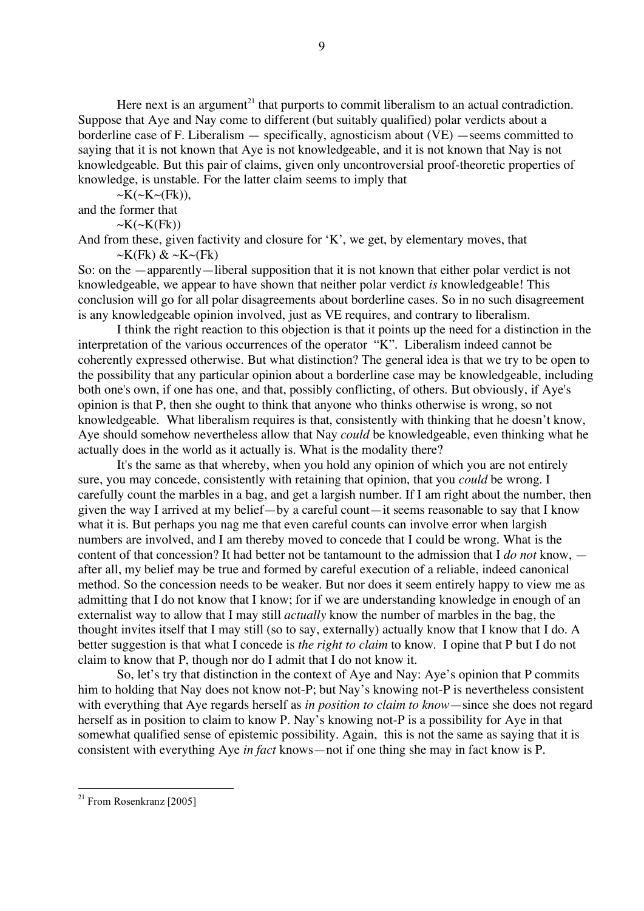Here next is an argument[21] that purports to commit liberalism to an actual contradiction. Suppose that Aye and Nay come to different (but suitably qualified) polar verdicts about a borderline case of F. Liberalism — specifically, agnosticism about (VE) —seems committed to saying that it is not known that Aye is not knowledgeable, and it is not known that Nay is not knowledgeable. But this pair of claims, given only uncontroversial proof-theoretic properties of knowledge, is unstable. For the latter claim seems to imply that

$$\sim K(\sim K \sim (Fk)),$$

and the former that

$$\sim K(\sim K(Fk))$$

And from these, given factivity and closure for 'K', we get, by elementary moves, that

$$\sim K(Fk) \ \& \ \sim K \sim (Fk)$$

So: on the —apparently—liberal supposition that it is not known that either polar verdict is not knowledgeable, we appear to have shown that neither polar verdict *is* knowledgeable! This conclusion will go for all polar disagreements about borderline cases. So in no such disagreement is any knowledgeable opinion involved, just as VE requires, and contrary to liberalism.

I think the right reaction to this objection is that it points up the need for a distinction in the interpretation of the various occurrences of the operator "K". Liberalism indeed cannot be coherently expressed otherwise. But what distinction? The general idea is that we try to be open to the possibility that any particular opinion about a borderline case may be knowledgeable, including both one's own, if one has one, and that, possibly conflicting, of others. But obviously, if Aye's opinion is that P, then she ought to think that anyone who thinks otherwise is wrong, so not knowledgeable. What liberalism requires is that, consistently with thinking that he doesn't know, Aye should somehow nevertheless allow that Nay *could* be knowledgeable, even thinking what he actually does in the world as it actually is. What is the modality there?

It's the same as that whereby, when you hold any opinion of which you are not entirely sure, you may concede, consistently with retaining that opinion, that you *could* be wrong. I carefully count the marbles in a bag, and get a largish number. If I am right about the number, then given the way I arrived at my belief—by a careful count—it seems reasonable to say that I know what it is. But perhaps you nag me that even careful counts can involve error when largish numbers are involved, and I am thereby moved to concede that I could be wrong. What is the content of that concession? It had better not be tantamount to the admission that I *do not* know, —after all, my belief may be true and formed by careful execution of a reliable, indeed canonical method. So the concession needs to be weaker. But nor does it seem entirely happy to view me as admitting that I do not know that I know; for if we are understanding knowledge in enough of an externalist way to allow that I may still *actually* know the number of marbles in the bag, the thought invites itself that I may still (so to say, externally) actually know that I know that I do. A better suggestion is that what I concede is *the right to claim* to know. I opine that P but I do not claim to know that P, though nor do I admit that I do not know it.

So, let's try that distinction in the context of Aye and Nay: Aye's opinion that P commits him to holding that Nay does not know not-P; but Nay's knowing not-P is nevertheless consistent with everything that Aye regards herself as *in position to claim to know*—since she does not regard herself as in position to claim to know P. Nay's knowing not-P is a possibility for Aye in that somewhat qualified sense of epistemic possibility. Again, this is not the same as saying that it is consistent with everything Aye *in fact* knows—not if one thing she may in fact know is P.

---

[21] From Rosenkranz [2005]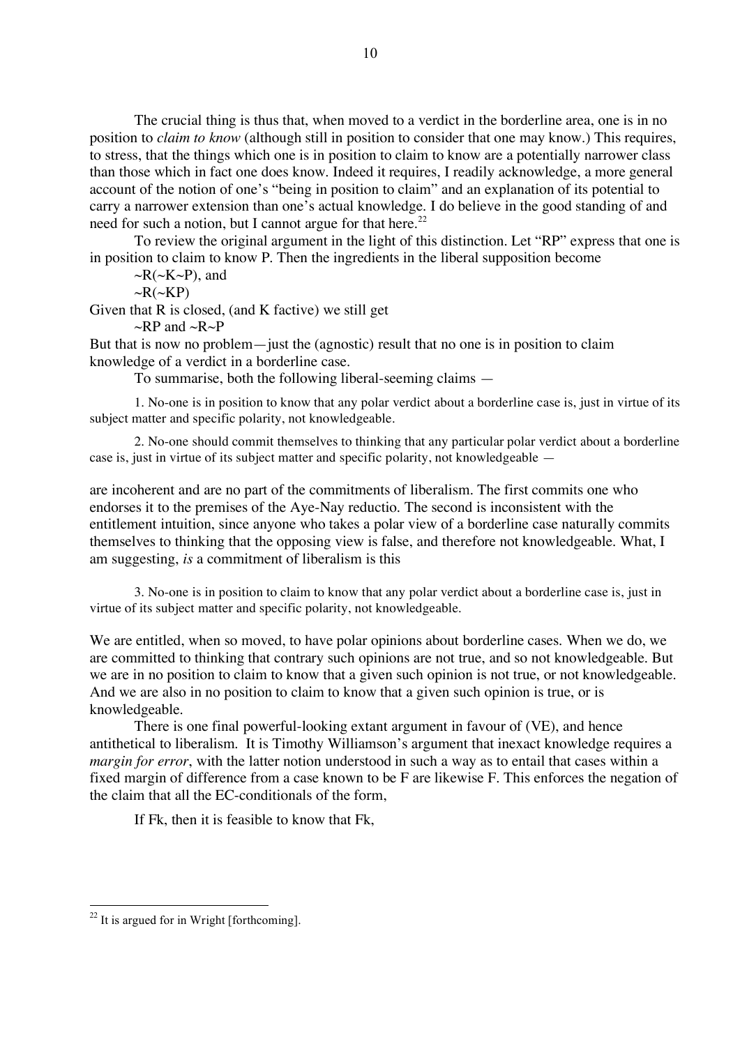The crucial thing is thus that, when moved to a verdict in the borderline area, one is in no position to *claim to know* (although still in position to consider that one may know.) This requires, to stress, that the things which one is in position to claim to know are a potentially narrower class than those which in fact one does know. Indeed it requires, I readily acknowledge, a more general account of the notion of one's "being in position to claim" and an explanation of its potential to carry a narrower extension than one's actual knowledge. I do believe in the good standing of and need for such a notion, but I cannot argue for that here.[22]

To review the original argument in the light of this distinction. Let "RP" express that one is in position to claim to know P. Then the ingredients in the liberal supposition become

~R(~K~P), and

~R(~KP)

Given that R is closed, (and K factive) we still get

~RP and ~R~P

But that is now no problem—just the (agnostic) result that no one is in position to claim knowledge of a verdict in a borderline case.

To summarise, both the following liberal-seeming claims —

> 1. No-one is in position to know that any polar verdict about a borderline case is, just in virtue of its subject matter and specific polarity, not knowledgeable.
>
> 2. No-one should commit themselves to thinking that any particular polar verdict about a borderline case is, just in virtue of its subject matter and specific polarity, not knowledgeable —

are incoherent and are no part of the commitments of liberalism. The first commits one who endorses it to the premises of the Aye-Nay reductio. The second is inconsistent with the entitlement intuition, since anyone who takes a polar view of a borderline case naturally commits themselves to thinking that the opposing view is false, and therefore not knowledgeable. What, I am suggesting, *is* a commitment of liberalism is this

> 3. No-one is in position to claim to know that any polar verdict about a borderline case is, just in virtue of its subject matter and specific polarity, not knowledgeable.

We are entitled, when so moved, to have polar opinions about borderline cases. When we do, we are committed to thinking that contrary such opinions are not true, and so not knowledgeable. But we are in no position to claim to know that a given such opinion is not true, or not knowledgeable. And we are also in no position to claim to know that a given such opinion is true, or is knowledgeable.

There is one final powerful-looking extant argument in favour of (VE), and hence antithetical to liberalism. It is Timothy Williamson's argument that inexact knowledge requires a *margin for error*, with the latter notion understood in such a way as to entail that cases within a fixed margin of difference from a case known to be F are likewise F. This enforces the negation of the claim that all the EC-conditionals of the form,

If Fk, then it is feasible to know that Fk,

---

[22] It is argued for in Wright [forthcoming].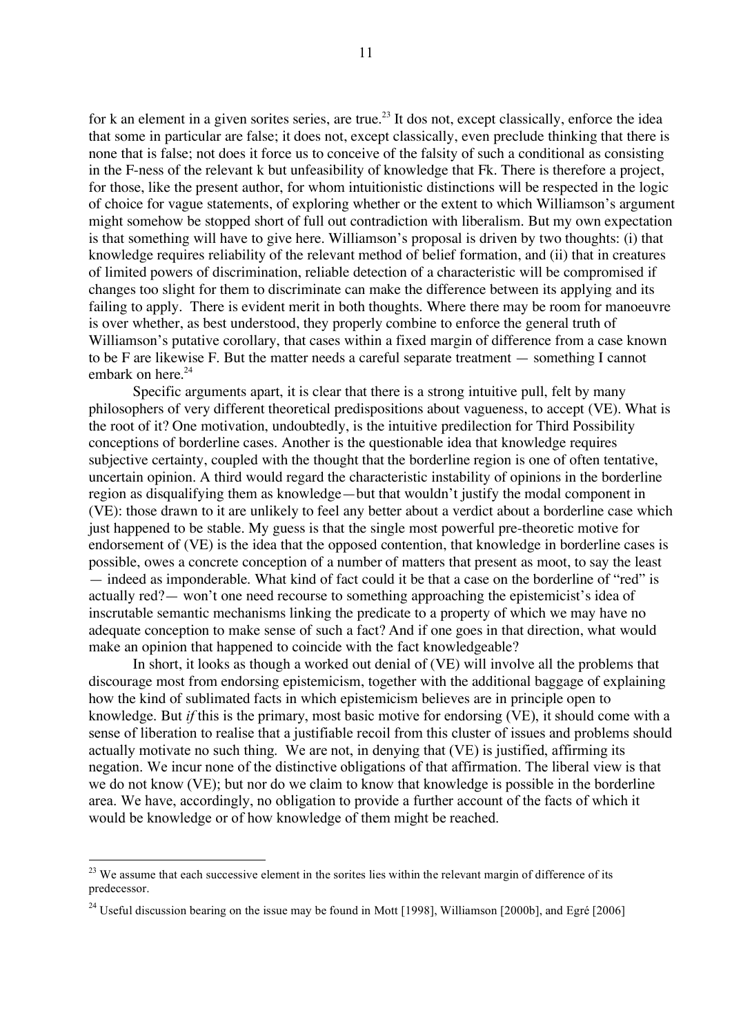for k an element in a given sorites series, are true.[23] It dos not, except classically, enforce the idea that some in particular are false; it does not, except classically, even preclude thinking that there is none that is false; not does it force us to conceive of the falsity of such a conditional as consisting in the F-ness of the relevant k but unfeasibility of knowledge that Fk. There is therefore a project, for those, like the present author, for whom intuitionistic distinctions will be respected in the logic of choice for vague statements, of exploring whether or the extent to which Williamson's argument might somehow be stopped short of full out contradiction with liberalism. But my own expectation is that something will have to give here. Williamson's proposal is driven by two thoughts: (i) that knowledge requires reliability of the relevant method of belief formation, and (ii) that in creatures of limited powers of discrimination, reliable detection of a characteristic will be compromised if changes too slight for them to discriminate can make the difference between its applying and its failing to apply. There is evident merit in both thoughts. Where there may be room for manoeuvre is over whether, as best understood, they properly combine to enforce the general truth of Williamson's putative corollary, that cases within a fixed margin of difference from a case known to be F are likewise F. But the matter needs a careful separate treatment — something I cannot embark on here.[24]

Specific arguments apart, it is clear that there is a strong intuitive pull, felt by many philosophers of very different theoretical predispositions about vagueness, to accept (VE). What is the root of it? One motivation, undoubtedly, is the intuitive predilection for Third Possibility conceptions of borderline cases. Another is the questionable idea that knowledge requires subjective certainty, coupled with the thought that the borderline region is one of often tentative, uncertain opinion. A third would regard the characteristic instability of opinions in the borderline region as disqualifying them as knowledge—but that wouldn't justify the modal component in (VE): those drawn to it are unlikely to feel any better about a verdict about a borderline case which just happened to be stable. My guess is that the single most powerful pre-theoretic motive for endorsement of (VE) is the idea that the opposed contention, that knowledge in borderline cases is possible, owes a concrete conception of a number of matters that present as moot, to say the least — indeed as imponderable. What kind of fact could it be that a case on the borderline of "red" is actually red?— won't one need recourse to something approaching the epistemicist's idea of inscrutable semantic mechanisms linking the predicate to a property of which we may have no adequate conception to make sense of such a fact? And if one goes in that direction, what would make an opinion that happened to coincide with the fact knowledgeable?

In short, it looks as though a worked out denial of (VE) will involve all the problems that discourage most from endorsing epistemicism, together with the additional baggage of explaining how the kind of sublimated facts in which epistemicism believes are in principle open to knowledge. But *if* this is the primary, most basic motive for endorsing (VE), it should come with a sense of liberation to realise that a justifiable recoil from this cluster of issues and problems should actually motivate no such thing. We are not, in denying that (VE) is justified, affirming its negation. We incur none of the distinctive obligations of that affirmation. The liberal view is that we do not know (VE); but nor do we claim to know that knowledge is possible in the borderline area. We have, accordingly, no obligation to provide a further account of the facts of which it would be knowledge or of how knowledge of them might be reached.

---

[23] We assume that each successive element in the sorites lies within the relevant margin of difference of its predecessor.

[24] Useful discussion bearing on the issue may be found in Mott [1998], Williamson [2000b], and Egré [2006]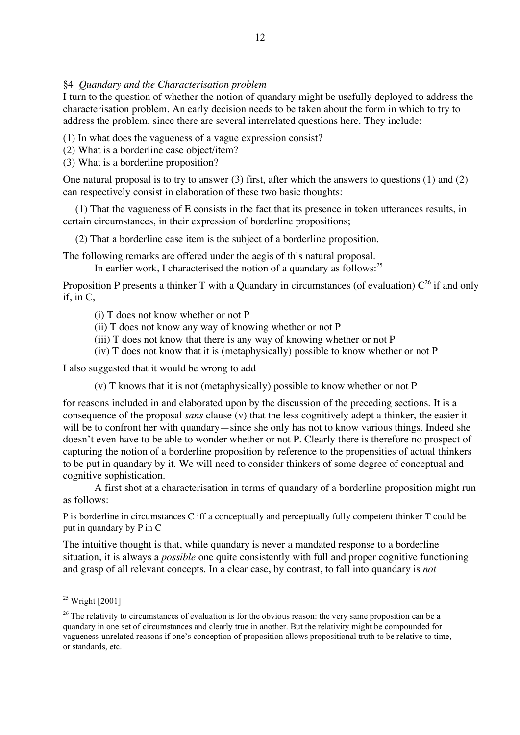### §4 *Quandary and the Characterisation problem*

I turn to the question of whether the notion of quandary might be usefully deployed to address the characterisation problem. An early decision needs to be taken about the form in which to try to address the problem, since there are several interrelated questions here. They include:

(1) In what does the vagueness of a vague expression consist?
(2) What is a borderline case object/item?
(3) What is a borderline proposition?

One natural proposal is to try to answer (3) first, after which the answers to questions (1) and (2) can respectively consist in elaboration of these two basic thoughts:

(1) That the vagueness of E consists in the fact that its presence in token utterances results, in certain circumstances, in their expression of borderline propositions;

(2) That a borderline case item is the subject of a borderline proposition.

The following remarks are offered under the aegis of this natural proposal.

In earlier work, I characterised the notion of a quandary as follows:[25]

Proposition P presents a thinker T with a Quandary in circumstances (of evaluation) C[26] if and only if, in C,

(i) T does not know whether or not P
(ii) T does not know any way of knowing whether or not P
(iii) T does not know that there is any way of knowing whether or not P
(iv) T does not know that it is (metaphysically) possible to know whether or not P

I also suggested that it would be wrong to add

(v) T knows that it is not (metaphysically) possible to know whether or not P

for reasons included in and elaborated upon by the discussion of the preceding sections. It is a consequence of the proposal *sans* clause (v) that the less cognitively adept a thinker, the easier it will be to confront her with quandary—since she only has not to know various things. Indeed she doesn't even have to be able to wonder whether or not P. Clearly there is therefore no prospect of capturing the notion of a borderline proposition by reference to the propensities of actual thinkers to be put in quandary by it. We will need to consider thinkers of some degree of conceptual and cognitive sophistication.

A first shot at a characterisation in terms of quandary of a borderline proposition might run as follows:

P is borderline in circumstances C iff a conceptually and perceptually fully competent thinker T could be put in quandary by P in C

The intuitive thought is that, while quandary is never a mandated response to a borderline situation, it is always a *possible* one quite consistently with full and proper cognitive functioning and grasp of all relevant concepts. In a clear case, by contrast, to fall into quandary is *not*

---

[25] Wright [2001]

[26] The relativity to circumstances of evaluation is for the obvious reason: the very same proposition can be a quandary in one set of circumstances and clearly true in another. But the relativity might be compounded for vagueness-unrelated reasons if one's conception of proposition allows propositional truth to be relative to time, or standards, etc.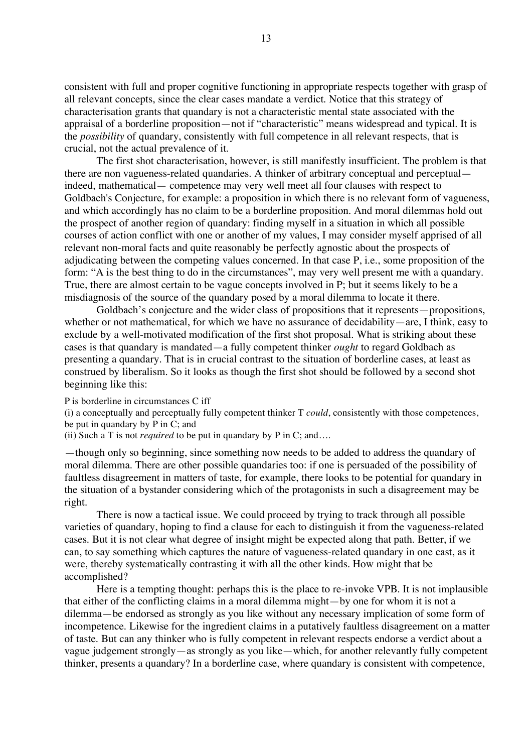consistent with full and proper cognitive functioning in appropriate respects together with grasp of all relevant concepts, since the clear cases mandate a verdict. Notice that this strategy of characterisation grants that quandary is not a characteristic mental state associated with the appraisal of a borderline proposition—not if "characteristic" means widespread and typical. It is the *possibility* of quandary, consistently with full competence in all relevant respects, that is crucial, not the actual prevalence of it.

The first shot characterisation, however, is still manifestly insufficient. The problem is that there are non vagueness-related quandaries. A thinker of arbitrary conceptual and perceptual—indeed, mathematical— competence may very well meet all four clauses with respect to Goldbach's Conjecture, for example: a proposition in which there is no relevant form of vagueness, and which accordingly has no claim to be a borderline proposition. And moral dilemmas hold out the prospect of another region of quandary: finding myself in a situation in which all possible courses of action conflict with one or another of my values, I may consider myself apprised of all relevant non-moral facts and quite reasonably be perfectly agnostic about the prospects of adjudicating between the competing values concerned. In that case P, i.e., some proposition of the form: "A is the best thing to do in the circumstances", may very well present me with a quandary. True, there are almost certain to be vague concepts involved in P; but it seems likely to be a misdiagnosis of the source of the quandary posed by a moral dilemma to locate it there.

Goldbach's conjecture and the wider class of propositions that it represents—propositions, whether or not mathematical, for which we have no assurance of decidability—are, I think, easy to exclude by a well-motivated modification of the first shot proposal. What is striking about these cases is that quandary is mandated—a fully competent thinker *ought* to regard Goldbach as presenting a quandary. That is in crucial contrast to the situation of borderline cases, at least as construed by liberalism. So it looks as though the first shot should be followed by a second shot beginning like this:

P is borderline in circumstances C iff
(i) a conceptually and perceptually fully competent thinker T *could*, consistently with those competences, be put in quandary by P in C; and
(ii) Such a T is not *required* to be put in quandary by P in C; and….

—though only so beginning, since something now needs to be added to address the quandary of moral dilemma. There are other possible quandaries too: if one is persuaded of the possibility of faultless disagreement in matters of taste, for example, there looks to be potential for quandary in the situation of a bystander considering which of the protagonists in such a disagreement may be right.

There is now a tactical issue. We could proceed by trying to track through all possible varieties of quandary, hoping to find a clause for each to distinguish it from the vagueness-related cases. But it is not clear what degree of insight might be expected along that path. Better, if we can, to say something which captures the nature of vagueness-related quandary in one cast, as it were, thereby systematically contrasting it with all the other kinds. How might that be accomplished?

Here is a tempting thought: perhaps this is the place to re-invoke VPB. It is not implausible that either of the conflicting claims in a moral dilemma might—by one for whom it is not a dilemma—be endorsed as strongly as you like without any necessary implication of some form of incompetence. Likewise for the ingredient claims in a putatively faultless disagreement on a matter of taste. But can any thinker who is fully competent in relevant respects endorse a verdict about a vague judgement strongly—as strongly as you like—which, for another relevantly fully competent thinker, presents a quandary? In a borderline case, where quandary is consistent with competence,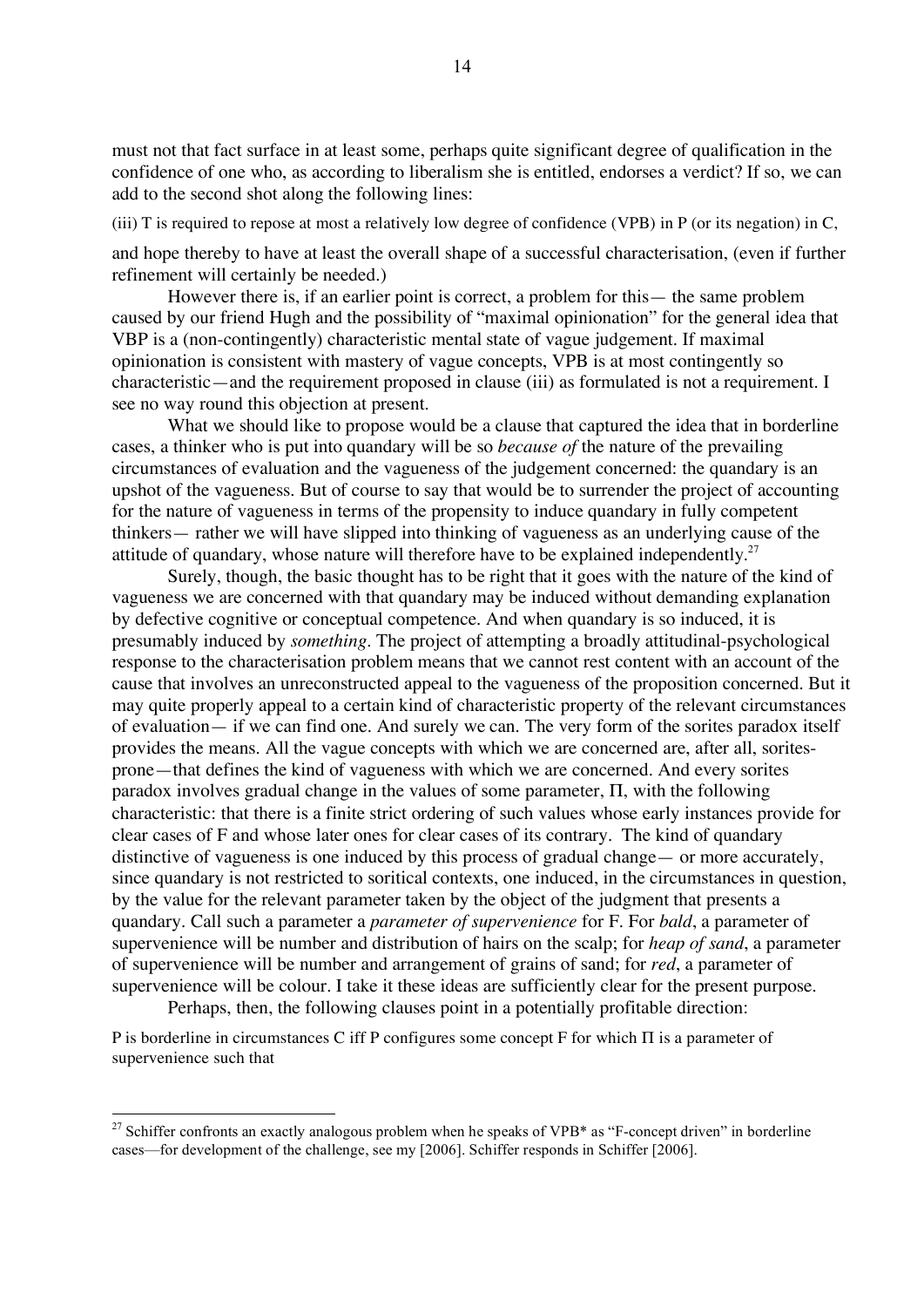must not that fact surface in at least some, perhaps quite significant degree of qualification in the confidence of one who, as according to liberalism she is entitled, endorses a verdict? If so, we can add to the second shot along the following lines:

(iii) T is required to repose at most a relatively low degree of confidence (VPB) in P (or its negation) in C,

and hope thereby to have at least the overall shape of a successful characterisation, (even if further refinement will certainly be needed.)

However there is, if an earlier point is correct, a problem for this— the same problem caused by our friend Hugh and the possibility of "maximal opinionation" for the general idea that VBP is a (non-contingently) characteristic mental state of vague judgement. If maximal opinionation is consistent with mastery of vague concepts, VPB is at most contingently so characteristic—and the requirement proposed in clause (iii) as formulated is not a requirement. I see no way round this objection at present.

What we should like to propose would be a clause that captured the idea that in borderline cases, a thinker who is put into quandary will be so *because of* the nature of the prevailing circumstances of evaluation and the vagueness of the judgement concerned: the quandary is an upshot of the vagueness. But of course to say that would be to surrender the project of accounting for the nature of vagueness in terms of the propensity to induce quandary in fully competent thinkers— rather we will have slipped into thinking of vagueness as an underlying cause of the attitude of quandary, whose nature will therefore have to be explained independently.[27]

Surely, though, the basic thought has to be right that it goes with the nature of the kind of vagueness we are concerned with that quandary may be induced without demanding explanation by defective cognitive or conceptual competence. And when quandary is so induced, it is presumably induced by *something*. The project of attempting a broadly attitudinal-psychological response to the characterisation problem means that we cannot rest content with an account of the cause that involves an unreconstructed appeal to the vagueness of the proposition concerned. But it may quite properly appeal to a certain kind of characteristic property of the relevant circumstances of evaluation— if we can find one. And surely we can. The very form of the sorites paradox itself provides the means. All the vague concepts with which we are concerned are, after all, sorites-prone—that defines the kind of vagueness with which we are concerned. And every sorites paradox involves gradual change in the values of some parameter, Π, with the following characteristic: that there is a finite strict ordering of such values whose early instances provide for clear cases of F and whose later ones for clear cases of its contrary. The kind of quandary distinctive of vagueness is one induced by this process of gradual change— or more accurately, since quandary is not restricted to soritical contexts, one induced, in the circumstances in question, by the value for the relevant parameter taken by the object of the judgment that presents a quandary. Call such a parameter a *parameter of supervenience* for F. For *bald*, a parameter of supervenience will be number and distribution of hairs on the scalp; for *heap of sand*, a parameter of supervenience will be number and arrangement of grains of sand; for *red*, a parameter of supervenience will be colour. I take it these ideas are sufficiently clear for the present purpose.

Perhaps, then, the following clauses point in a potentially profitable direction:

P is borderline in circumstances C iff P configures some concept F for which Π is a parameter of supervenience such that

[27] Schiffer confronts an exactly analogous problem when he speaks of VPB* as "F-concept driven" in borderline cases—for development of the challenge, see my [2006]. Schiffer responds in Schiffer [2006].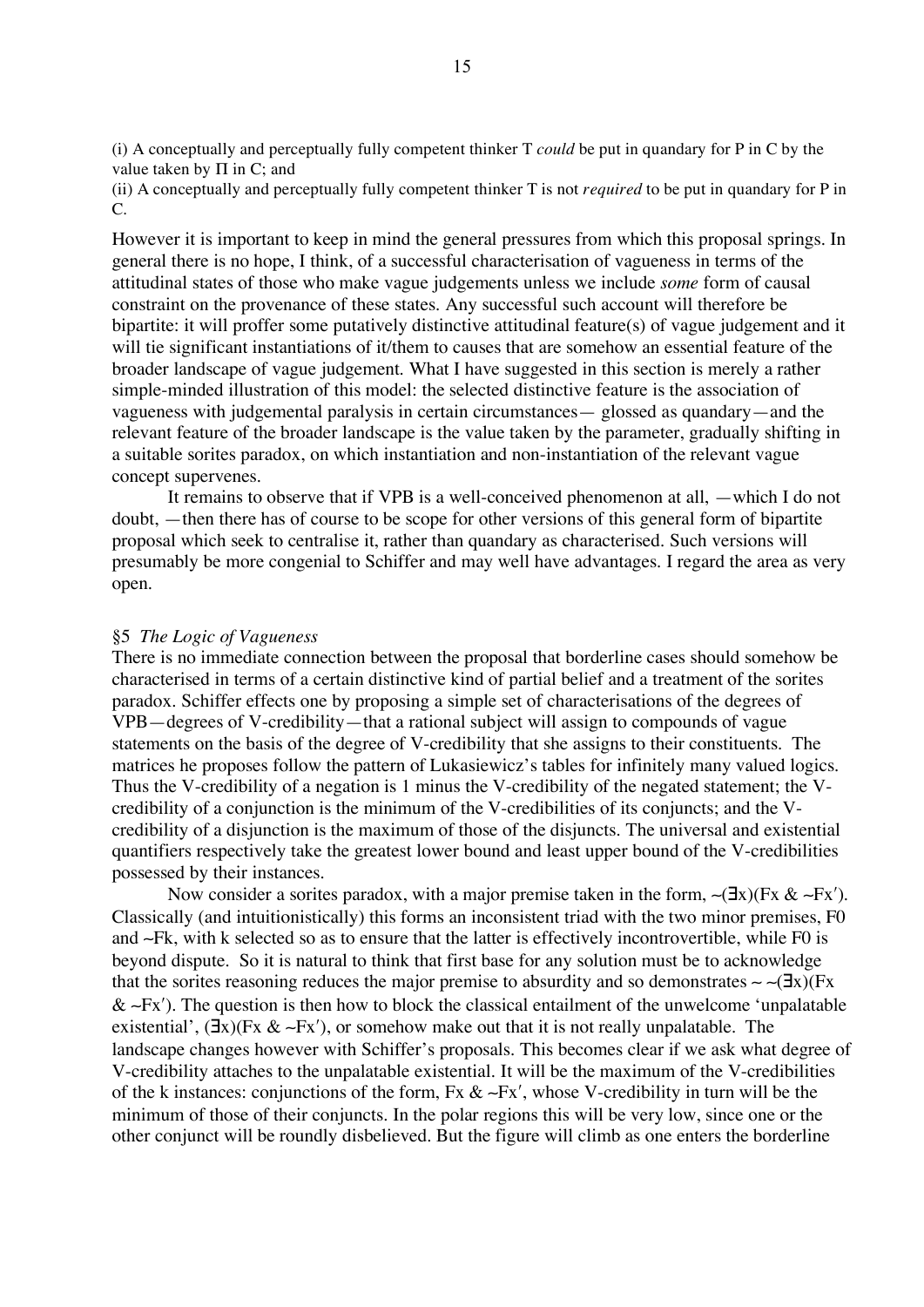(i) A conceptually and perceptually fully competent thinker T *could* be put in quandary for P in C by the value taken by $\Pi$ in C; and

(ii) A conceptually and perceptually fully competent thinker T is not *required* to be put in quandary for P in C.

However it is important to keep in mind the general pressures from which this proposal springs. In general there is no hope, I think, of a successful characterisation of vagueness in terms of the attitudinal states of those who make vague judgements unless we include *some* form of causal constraint on the provenance of these states. Any successful such account will therefore be bipartite: it will proffer some putatively distinctive attitudinal feature(s) of vague judgement and it will tie significant instantiations of it/them to causes that are somehow an essential feature of the broader landscape of vague judgement. What I have suggested in this section is merely a rather simple-minded illustration of this model: the selected distinctive feature is the association of vagueness with judgemental paralysis in certain circumstances— glossed as quandary—and the relevant feature of the broader landscape is the value taken by the parameter, gradually shifting in a suitable sorites paradox, on which instantiation and non-instantiation of the relevant vague concept supervenes.

It remains to observe that if VPB is a well-conceived phenomenon at all, —which I do not doubt, —then there has of course to be scope for other versions of this general form of bipartite proposal which seek to centralise it, rather than quandary as characterised. Such versions will presumably be more congenial to Schiffer and may well have advantages. I regard the area as very open.

## §5 *The Logic of Vagueness*

There is no immediate connection between the proposal that borderline cases should somehow be characterised in terms of a certain distinctive kind of partial belief and a treatment of the sorites paradox. Schiffer effects one by proposing a simple set of characterisations of the degrees of VPB—degrees of V-credibility—that a rational subject will assign to compounds of vague statements on the basis of the degree of V-credibility that she assigns to their constituents. The matrices he proposes follow the pattern of Lukasiewicz's tables for infinitely many valued logics. Thus the V-credibility of a negation is 1 minus the V-credibility of the negated statement; the V-credibility of a conjunction is the minimum of the V-credibilities of its conjuncts; and the V-credibility of a disjunction is the maximum of those of the disjuncts. The universal and existential quantifiers respectively take the greatest lower bound and least upper bound of the V-credibilities possessed by their instances.

Now consider a sorites paradox, with a major premise taken in the form, $\sim(\exists x)(Fx \;\&\; {\sim}Fx')$. Classically (and intuitionistically) this forms an inconsistent triad with the two minor premises, F0 and ~Fk, with k selected so as to ensure that the latter is effectively incontrovertible, while F0 is beyond dispute. So it is natural to think that first base for any solution must be to acknowledge that the sorites reasoning reduces the major premise to absurdity and so demonstrates $\sim\sim(\exists x)(Fx \;\&\; {\sim}Fx')$. The question is then how to block the classical entailment of the unwelcome 'unpalatable existential', $(\exists x)(Fx \;\&\; {\sim}Fx')$, or somehow make out that it is not really unpalatable. The landscape changes however with Schiffer's proposals. This becomes clear if we ask what degree of V-credibility attaches to the unpalatable existential. It will be the maximum of the V-credibilities of the k instances: conjunctions of the form, $Fx \;\&\; {\sim}Fx'$, whose V-credibility in turn will be the minimum of those of their conjuncts. In the polar regions this will be very low, since one or the other conjunct will be roundly disbelieved. But the figure will climb as one enters the borderline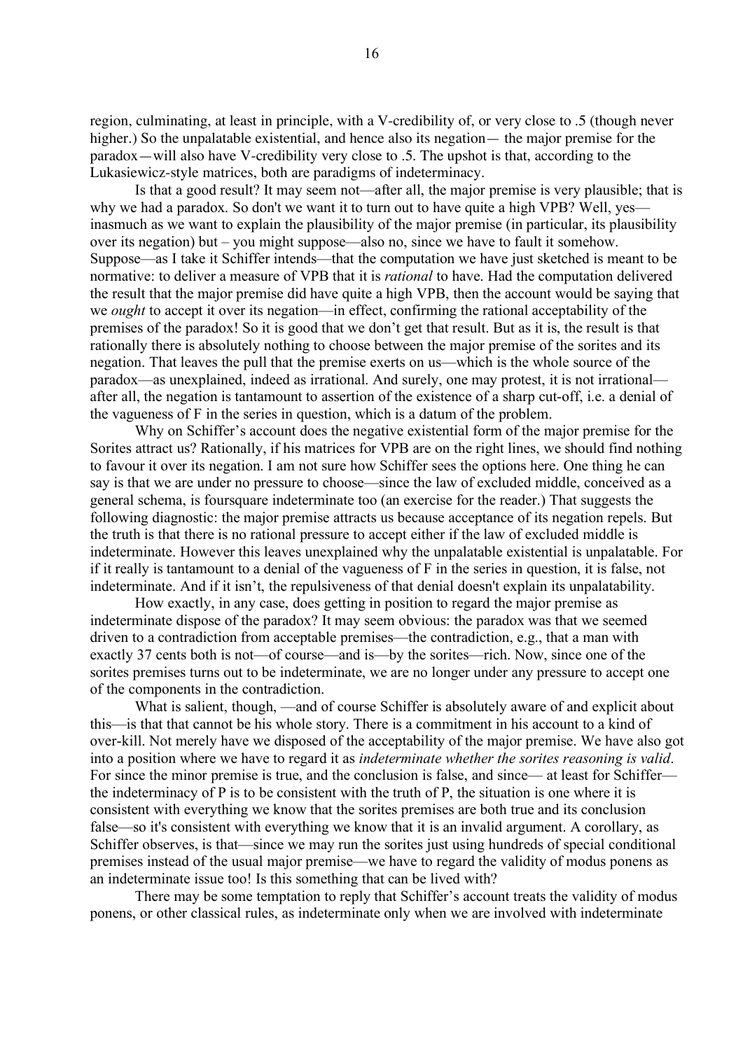region, culminating, at least in principle, with a V-credibility of, or very close to .5 (though never higher.) So the unpalatable existential, and hence also its negation— the major premise for the paradox—will also have V-credibility very close to .5. The upshot is that, according to the Lukasiewicz-style matrices, both are paradigms of indeterminacy.

Is that a good result? It may seem not—after all, the major premise is very plausible; that is why we had a paradox. So don't we want it to turn out to have quite a high VPB? Well, yes—inasmuch as we want to explain the plausibility of the major premise (in particular, its plausibility over its negation) but – you might suppose—also no, since we have to fault it somehow. Suppose—as I take it Schiffer intends—that the computation we have just sketched is meant to be normative: to deliver a measure of VPB that it is *rational* to have. Had the computation delivered the result that the major premise did have quite a high VPB, then the account would be saying that we *ought* to accept it over its negation—in effect, confirming the rational acceptability of the premises of the paradox! So it is good that we don't get that result. But as it is, the result is that rationally there is absolutely nothing to choose between the major premise of the sorites and its negation. That leaves the pull that the premise exerts on us—which is the whole source of the paradox—as unexplained, indeed as irrational. And surely, one may protest, it is not irrational—after all, the negation is tantamount to assertion of the existence of a sharp cut-off, i.e. a denial of the vagueness of F in the series in question, which is a datum of the problem.

Why on Schiffer's account does the negative existential form of the major premise for the Sorites attract us? Rationally, if his matrices for VPB are on the right lines, we should find nothing to favour it over its negation. I am not sure how Schiffer sees the options here. One thing he can say is that we are under no pressure to choose—since the law of excluded middle, conceived as a general schema, is foursquare indeterminate too (an exercise for the reader.) That suggests the following diagnostic: the major premise attracts us because acceptance of its negation repels. But the truth is that there is no rational pressure to accept either if the law of excluded middle is indeterminate. However this leaves unexplained why the unpalatable existential is unpalatable. For if it really is tantamount to a denial of the vagueness of F in the series in question, it is false, not indeterminate. And if it isn't, the repulsiveness of that denial doesn't explain its unpalatability.

How exactly, in any case, does getting in position to regard the major premise as indeterminate dispose of the paradox? It may seem obvious: the paradox was that we seemed driven to a contradiction from acceptable premises—the contradiction, e.g., that a man with exactly 37 cents both is not—of course—and is—by the sorites—rich. Now, since one of the sorites premises turns out to be indeterminate, we are no longer under any pressure to accept one of the components in the contradiction.

What is salient, though, —and of course Schiffer is absolutely aware of and explicit about this—is that that cannot be his whole story. There is a commitment in his account to a kind of over-kill. Not merely have we disposed of the acceptability of the major premise. We have also got into a position where we have to regard it as *indeterminate whether the sorites reasoning is valid*. For since the minor premise is true, and the conclusion is false, and since— at least for Schiffer—the indeterminacy of P is to be consistent with the truth of P, the situation is one where it is consistent with everything we know that the sorites premises are both true and its conclusion false—so it's consistent with everything we know that it is an invalid argument. A corollary, as Schiffer observes, is that—since we may run the sorites just using hundreds of special conditional premises instead of the usual major premise—we have to regard the validity of modus ponens as an indeterminate issue too! Is this something that can be lived with?

There may be some temptation to reply that Schiffer's account treats the validity of modus ponens, or other classical rules, as indeterminate only when we are involved with indeterminate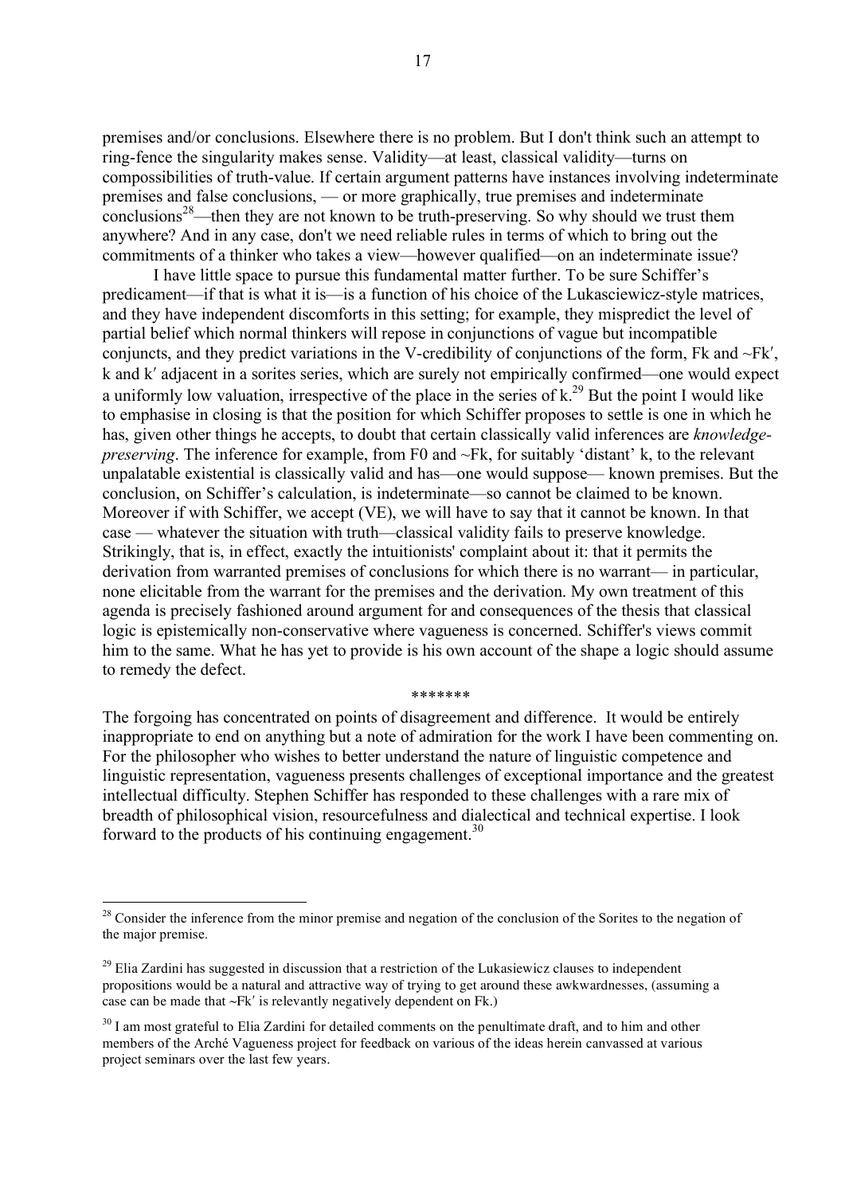premises and/or conclusions. Elsewhere there is no problem. But I don't think such an attempt to ring-fence the singularity makes sense. Validity—at least, classical validity—turns on compossibilities of truth-value. If certain argument patterns have instances involving indeterminate premises and false conclusions, — or more graphically, true premises and indeterminate conclusions[28]—then they are not known to be truth-preserving. So why should we trust them anywhere? And in any case, don't we need reliable rules in terms of which to bring out the commitments of a thinker who takes a view—however qualified—on an indeterminate issue?

I have little space to pursue this fundamental matter further. To be sure Schiffer's predicament—if that is what it is—is a function of his choice of the Lukasciewicz-style matrices, and they have independent discomforts in this setting; for example, they mispredict the level of partial belief which normal thinkers will repose in conjunctions of vague but incompatible conjuncts, and they predict variations in the V-credibility of conjunctions of the form, Fk and ~Fk′, k and k′ adjacent in a sorites series, which are surely not empirically confirmed—one would expect a uniformly low valuation, irrespective of the place in the series of k.[29] But the point I would like to emphasise in closing is that the position for which Schiffer proposes to settle is one in which he has, given other things he accepts, to doubt that certain classically valid inferences are *knowledge-preserving*. The inference for example, from F0 and ~Fk, for suitably 'distant' k, to the relevant unpalatable existential is classically valid and has—one would suppose— known premises. But the conclusion, on Schiffer's calculation, is indeterminate—so cannot be claimed to be known. Moreover if with Schiffer, we accept (VE), we will have to say that it cannot be known. In that case — whatever the situation with truth—classical validity fails to preserve knowledge. Strikingly, that is, in effect, exactly the intuitionists' complaint about it: that it permits the derivation from warranted premises of conclusions for which there is no warrant— in particular, none elicitable from the warrant for the premises and the derivation. My own treatment of this agenda is precisely fashioned around argument for and consequences of the thesis that classical logic is epistemically non-conservative where vagueness is concerned. Schiffer's views commit him to the same. What he has yet to provide is his own account of the shape a logic should assume to remedy the defect.

*******

The forgoing has concentrated on points of disagreement and difference. It would be entirely inappropriate to end on anything but a note of admiration for the work I have been commenting on. For the philosopher who wishes to better understand the nature of linguistic competence and linguistic representation, vagueness presents challenges of exceptional importance and the greatest intellectual difficulty. Stephen Schiffer has responded to these challenges with a rare mix of breadth of philosophical vision, resourcefulness and dialectical and technical expertise. I look forward to the products of his continuing engagement.[30]

---

[28] Consider the inference from the minor premise and negation of the conclusion of the Sorites to the negation of the major premise.

[29] Elia Zardini has suggested in discussion that a restriction of the Lukasiewicz clauses to independent propositions would be a natural and attractive way of trying to get around these awkwardnesses, (assuming a case can be made that ~Fk′ is relevantly negatively dependent on Fk.)

[30] I am most grateful to Elia Zardini for detailed comments on the penultimate draft, and to him and other members of the Arché Vagueness project for feedback on various of the ideas herein canvassed at various project seminars over the last few years.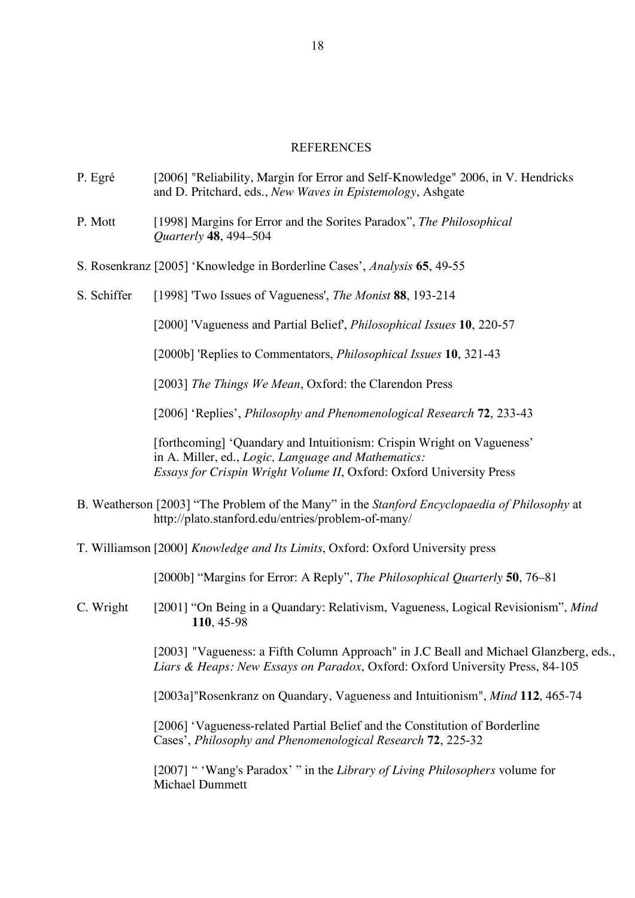# REFERENCES

P. Egré [2006] "Reliability, Margin for Error and Self-Knowledge" 2006, in V. Hendricks and D. Pritchard, eds., *New Waves in Epistemology*, Ashgate

P. Mott [1998] Margins for Error and the Sorites Paradox", *The Philosophical Quarterly* **48**, 494–504

S. Rosenkranz [2005] 'Knowledge in Borderline Cases', *Analysis* **65**, 49-55

S. Schiffer [1998] 'Two Issues of Vagueness', *The Monist* **88**, 193-214

[2000] 'Vagueness and Partial Belief', *Philosophical Issues* **10**, 220-57

[2000b] 'Replies to Commentators, *Philosophical Issues* **10**, 321-43

[2003] *The Things We Mean*, Oxford: the Clarendon Press

[2006] 'Replies', *Philosophy and Phenomenological Research* **72**, 233-43

[forthcoming] 'Quandary and Intuitionism: Crispin Wright on Vagueness' in A. Miller, ed., *Logic, Language and Mathematics: Essays for Crispin Wright Volume II*, Oxford: Oxford University Press

B. Weatherson [2003] "The Problem of the Many" in the *Stanford Encyclopaedia of Philosophy* at http://plato.stanford.edu/entries/problem-of-many/

T. Williamson [2000] *Knowledge and Its Limits*, Oxford: Oxford University press

[2000b] "Margins for Error: A Reply", *The Philosophical Quarterly* **50**, 76–81

C. Wright [2001] "On Being in a Quandary: Relativism, Vagueness, Logical Revisionism", *Mind* **110**, 45-98

[2003] "Vagueness: a Fifth Column Approach" in J.C Beall and Michael Glanzberg, eds., *Liars & Heaps: New Essays on Paradox*, Oxford: Oxford University Press, 84-105

[2003a]"Rosenkranz on Quandary, Vagueness and Intuitionism", *Mind* **112**, 465-74

[2006] 'Vagueness-related Partial Belief and the Constitution of Borderline Cases', *Philosophy and Phenomenological Research* **72**, 225-32

[2007] " 'Wang's Paradox' " in the *Library of Living Philosophers* volume for Michael Dummett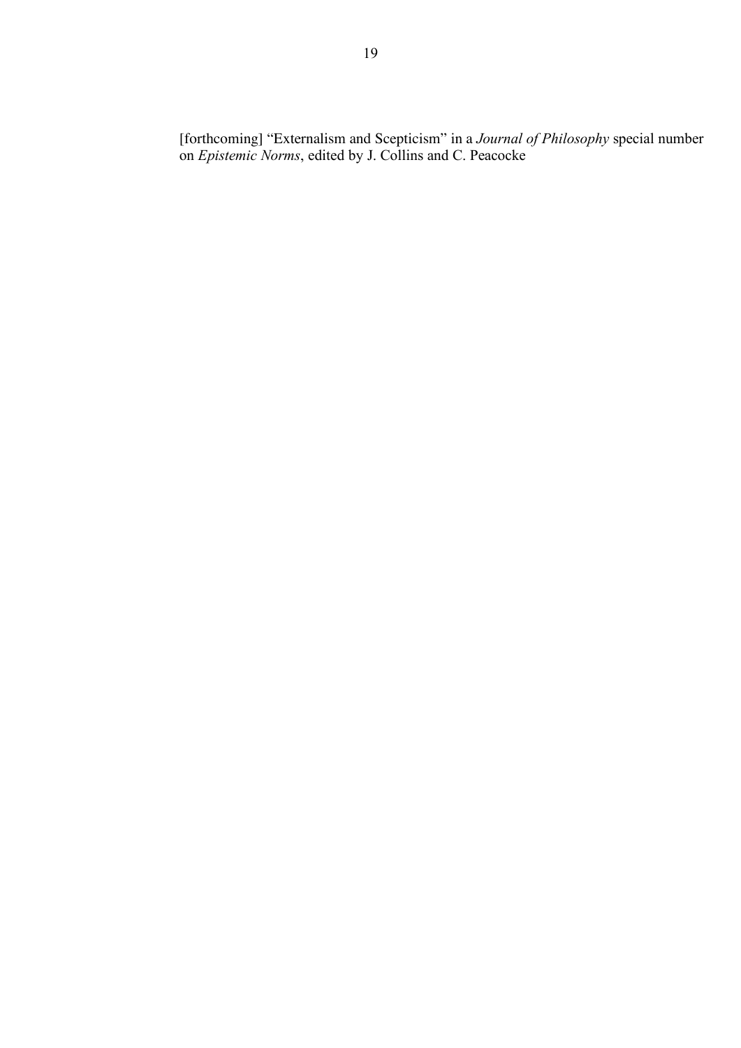[forthcoming] "Externalism and Scepticism" in a *Journal of Philosophy* special number on *Epistemic Norms*, edited by J. Collins and C. Peacocke